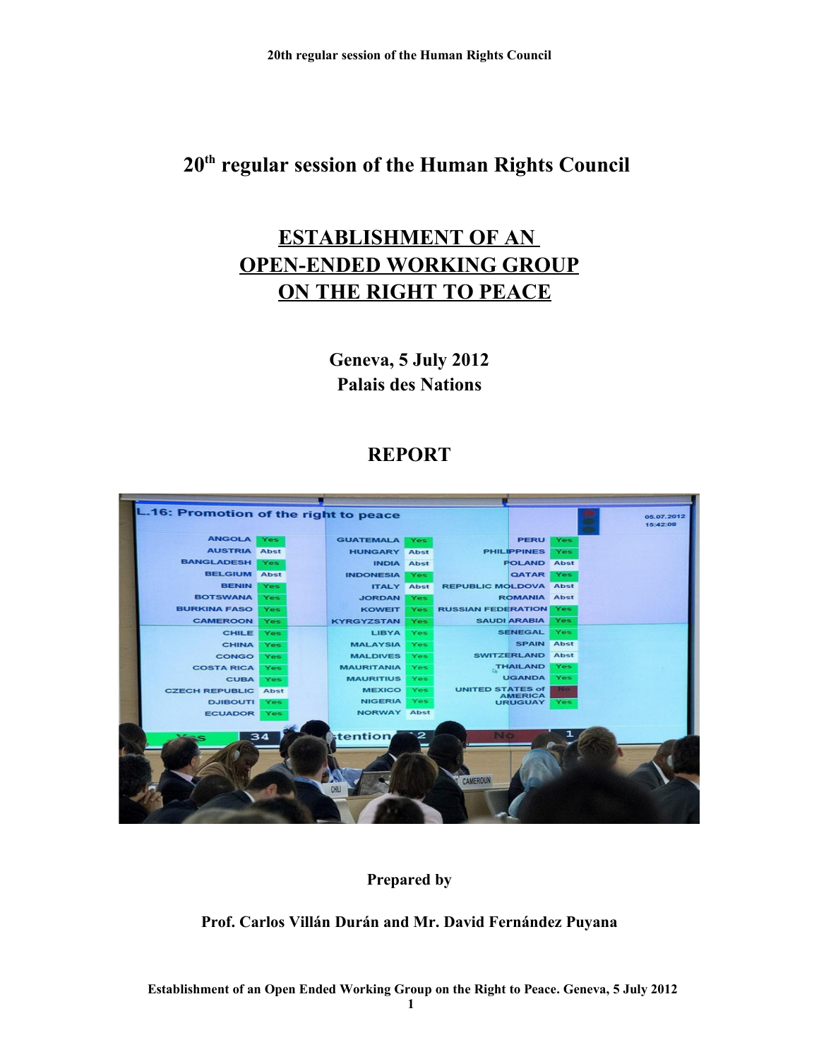# 20[th] regular session of the Human Rights Council

## ESTABLISHMENT OF AN OPEN-ENDED WORKING GROUP ON THE RIGHT TO PEACE

**Geneva, 5 July 2012**
**Palais des Nations**

## REPORT

**Prepared by**

**Prof. Carlos Villán Durán and Mr. David Fernández Puyana**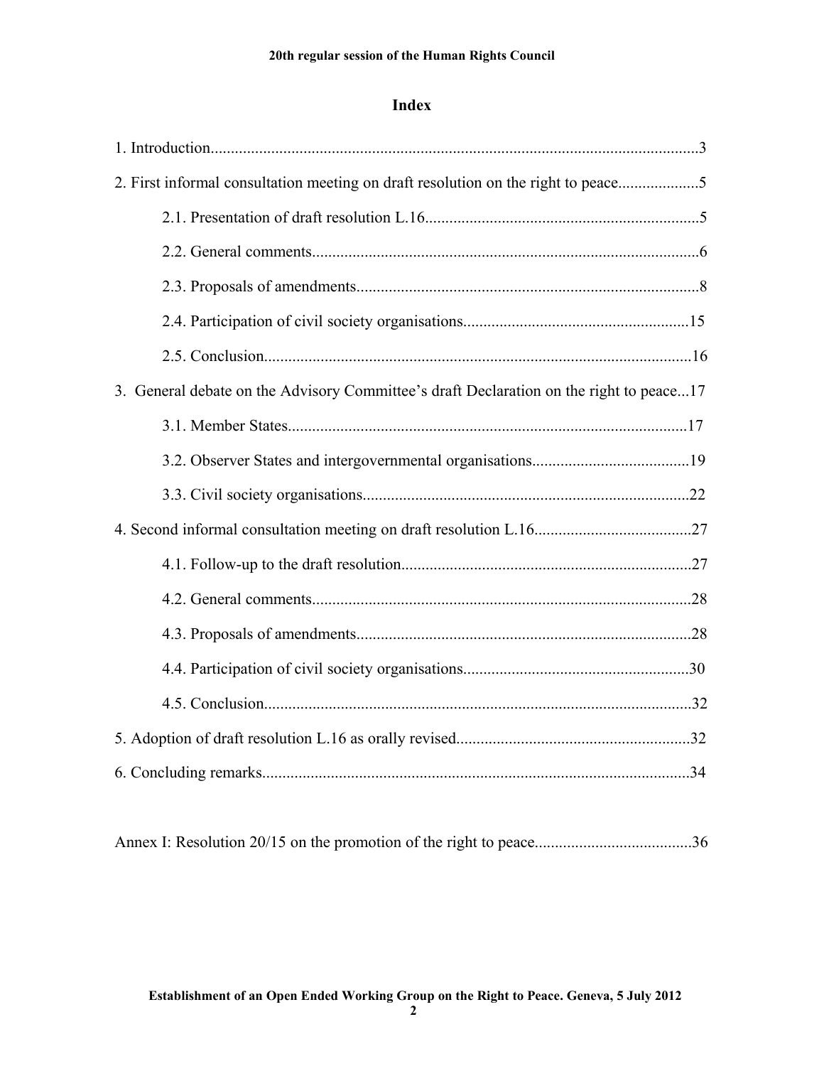# Index

1. Introduction........................................................................................................................3

2. First informal consultation meeting on draft resolution on the right to peace....................5

   2.1. Presentation of draft resolution L.16....................................................................5

   2.2. General comments...............................................................................................6

   2.3. Proposals of amendments....................................................................................8

   2.4. Participation of civil society organisations........................................................15

   2.5. Conclusion.........................................................................................................16

3. General debate on the Advisory Committee's draft Declaration on the right to peace...17

   3.1. Member States..................................................................................................17

   3.2. Observer States and intergovernmental organisations.......................................19

   3.3. Civil society organisations................................................................................22

4. Second informal consultation meeting on draft resolution L.16.......................................27

   4.1. Follow-up to the draft resolution.......................................................................27

   4.2. General comments.............................................................................................28

   4.3. Proposals of amendments..................................................................................28

   4.4. Participation of civil society organisations........................................................30

   4.5. Conclusion.........................................................................................................32

5. Adoption of draft resolution L.16 as orally revised..........................................................32

6. Concluding remarks..........................................................................................................34

Annex I: Resolution 20/15 on the promotion of the right to peace.......................................36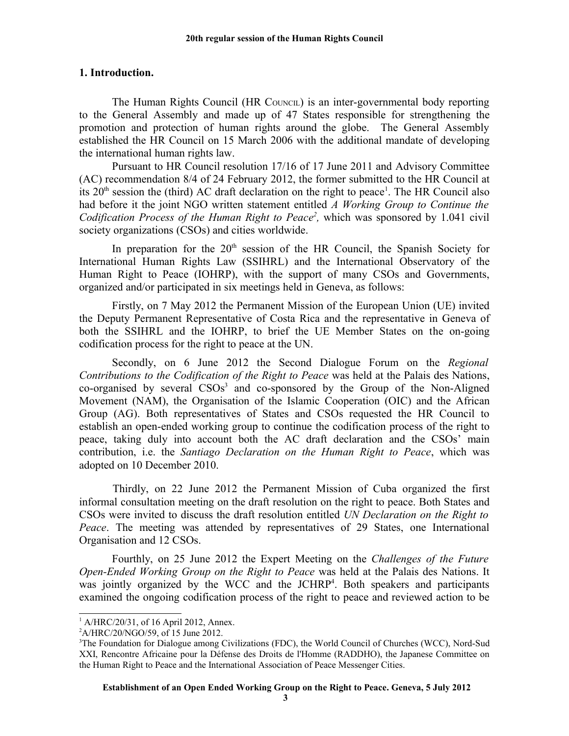## 1. Introduction.

The Human Rights Council (HR COUNCIL) is an inter-governmental body reporting to the General Assembly and made up of 47 States responsible for strengthening the promotion and protection of human rights around the globe. The General Assembly established the HR Council on 15 March 2006 with the additional mandate of developing the international human rights law.

Pursuant to HR Council resolution 17/16 of 17 June 2011 and Advisory Committee (AC) recommendation 8/4 of 24 February 2012, the former submitted to the HR Council at its 20th session the (third) AC draft declaration on the right to peace[1]. The HR Council also had before it the joint NGO written statement entitled *A Working Group to Continue the Codification Process of the Human Right to Peace*[2], which was sponsored by 1.041 civil society organizations (CSOs) and cities worldwide.

In preparation for the 20th session of the HR Council, the Spanish Society for International Human Rights Law (SSIHRL) and the International Observatory of the Human Right to Peace (IOHRP), with the support of many CSOs and Governments, organized and/or participated in six meetings held in Geneva, as follows:

Firstly, on 7 May 2012 the Permanent Mission of the European Union (UE) invited the Deputy Permanent Representative of Costa Rica and the representative in Geneva of both the SSIHRL and the IOHRP, to brief the UE Member States on the on-going codification process for the right to peace at the UN.

Secondly, on 6 June 2012 the Second Dialogue Forum on the *Regional Contributions to the Codification of the Right to Peace* was held at the Palais des Nations, co-organised by several CSOs[3] and co-sponsored by the Group of the Non-Aligned Movement (NAM), the Organisation of the Islamic Cooperation (OIC) and the African Group (AG). Both representatives of States and CSOs requested the HR Council to establish an open-ended working group to continue the codification process of the right to peace, taking duly into account both the AC draft declaration and the CSOs' main contribution, i.e. the *Santiago Declaration on the Human Right to Peace*, which was adopted on 10 December 2010.

Thirdly, on 22 June 2012 the Permanent Mission of Cuba organized the first informal consultation meeting on the draft resolution on the right to peace. Both States and CSOs were invited to discuss the draft resolution entitled *UN Declaration on the Right to Peace*. The meeting was attended by representatives of 29 States, one International Organisation and 12 CSOs.

Fourthly, on 25 June 2012 the Expert Meeting on the *Challenges of the Future Open-Ended Working Group on the Right to Peace* was held at the Palais des Nations. It was jointly organized by the WCC and the JCHRP[4]. Both speakers and participants examined the ongoing codification process of the right to peace and reviewed action to be

---

[1] A/HRC/20/31, of 16 April 2012, Annex.

[2] A/HRC/20/NGO/59, of 15 June 2012.

[3] The Foundation for Dialogue among Civilizations (FDC), the World Council of Churches (WCC), Nord-Sud XXI, Rencontre Africaine pour la Défense des Droits de l'Homme (RADDHO), the Japanese Committee on the Human Right to Peace and the International Association of Peace Messenger Cities.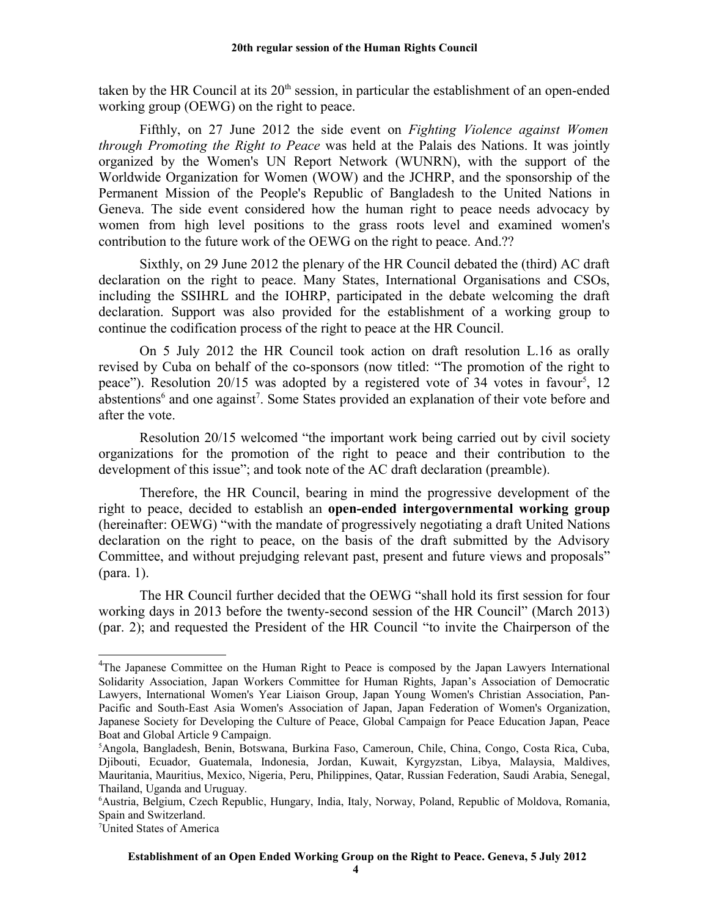taken by the HR Council at its 20th session, in particular the establishment of an open-ended working group (OEWG) on the right to peace.

Fifthly, on 27 June 2012 the side event on *Fighting Violence against Women through Promoting the Right to Peace* was held at the Palais des Nations. It was jointly organized by the Women's UN Report Network (WUNRN), with the support of the Worldwide Organization for Women (WOW) and the JCHRP, and the sponsorship of the Permanent Mission of the People's Republic of Bangladesh to the United Nations in Geneva. The side event considered how the human right to peace needs advocacy by women from high level positions to the grass roots level and examined women's contribution to the future work of the OEWG on the right to peace. And.??

Sixthly, on 29 June 2012 the plenary of the HR Council debated the (third) AC draft declaration on the right to peace. Many States, International Organisations and CSOs, including the SSIHRL and the IOHRP, participated in the debate welcoming the draft declaration. Support was also provided for the establishment of a working group to continue the codification process of the right to peace at the HR Council.

On 5 July 2012 the HR Council took action on draft resolution L.16 as orally revised by Cuba on behalf of the co-sponsors (now titled: "The promotion of the right to peace"). Resolution 20/15 was adopted by a registered vote of 34 votes in favour[5], 12 abstentions[6] and one against[7]. Some States provided an explanation of their vote before and after the vote.

Resolution 20/15 welcomed "the important work being carried out by civil society organizations for the promotion of the right to peace and their contribution to the development of this issue"; and took note of the AC draft declaration (preamble).

Therefore, the HR Council, bearing in mind the progressive development of the right to peace, decided to establish an **open-ended intergovernmental working group** (hereinafter: OEWG) "with the mandate of progressively negotiating a draft United Nations declaration on the right to peace, on the basis of the draft submitted by the Advisory Committee, and without prejudging relevant past, present and future views and proposals" (para. 1).

The HR Council further decided that the OEWG "shall hold its first session for four working days in 2013 before the twenty-second session of the HR Council" (March 2013) (par. 2); and requested the President of the HR Council "to invite the Chairperson of the

---

[4]The Japanese Committee on the Human Right to Peace is composed by the Japan Lawyers International Solidarity Association, Japan Workers Committee for Human Rights, Japan's Association of Democratic Lawyers, International Women's Year Liaison Group, Japan Young Women's Christian Association, Pan-Pacific and South-East Asia Women's Association of Japan, Japan Federation of Women's Organization, Japanese Society for Developing the Culture of Peace, Global Campaign for Peace Education Japan, Peace Boat and Global Article 9 Campaign.

[5]Angola, Bangladesh, Benin, Botswana, Burkina Faso, Cameroun, Chile, China, Congo, Costa Rica, Cuba, Djibouti, Ecuador, Guatemala, Indonesia, Jordan, Kuwait, Kyrgyzstan, Libya, Malaysia, Maldives, Mauritania, Mauritius, Mexico, Nigeria, Peru, Philippines, Qatar, Russian Federation, Saudi Arabia, Senegal, Thailand, Uganda and Uruguay.

[6]Austria, Belgium, Czech Republic, Hungary, India, Italy, Norway, Poland, Republic of Moldova, Romania, Spain and Switzerland.

[7]United States of America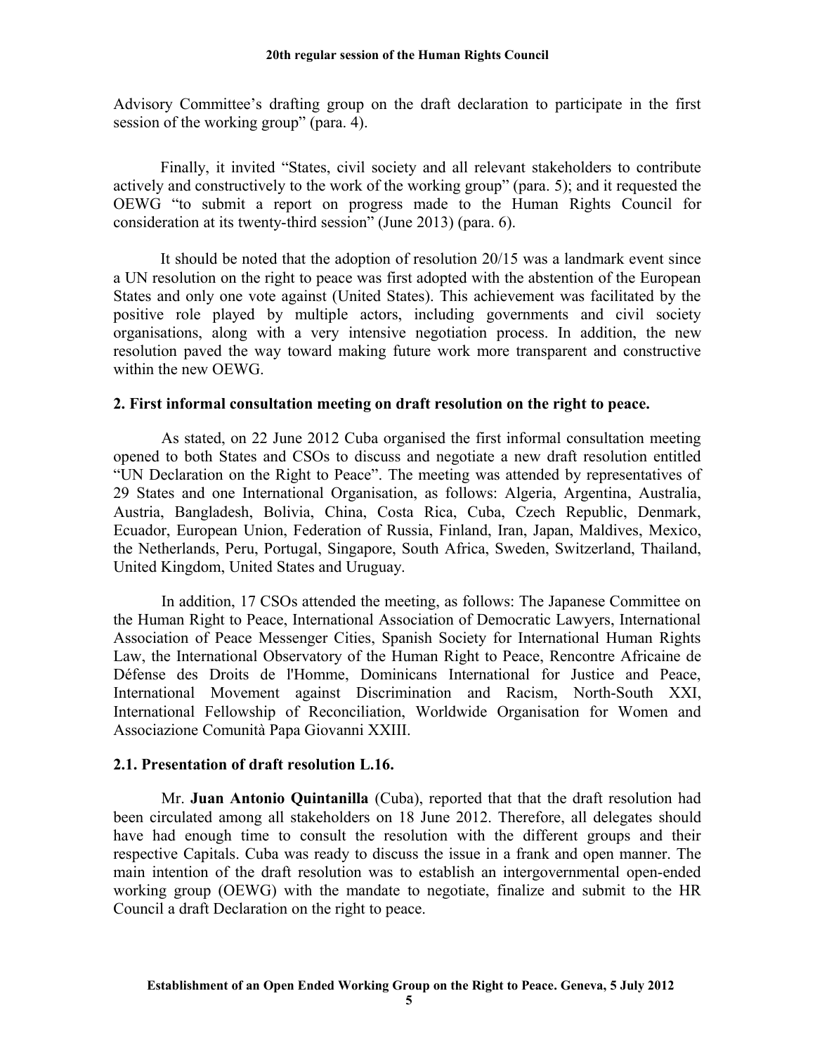Advisory Committee's drafting group on the draft declaration to participate in the first session of the working group" (para. 4).

Finally, it invited "States, civil society and all relevant stakeholders to contribute actively and constructively to the work of the working group" (para. 5); and it requested the OEWG "to submit a report on progress made to the Human Rights Council for consideration at its twenty-third session" (June 2013) (para. 6).

It should be noted that the adoption of resolution 20/15 was a landmark event since a UN resolution on the right to peace was first adopted with the abstention of the European States and only one vote against (United States). This achievement was facilitated by the positive role played by multiple actors, including governments and civil society organisations, along with a very intensive negotiation process. In addition, the new resolution paved the way toward making future work more transparent and constructive within the new OEWG.

## 2. First informal consultation meeting on draft resolution on the right to peace.

As stated, on 22 June 2012 Cuba organised the first informal consultation meeting opened to both States and CSOs to discuss and negotiate a new draft resolution entitled "UN Declaration on the Right to Peace". The meeting was attended by representatives of 29 States and one International Organisation, as follows: Algeria, Argentina, Australia, Austria, Bangladesh, Bolivia, China, Costa Rica, Cuba, Czech Republic, Denmark, Ecuador, European Union, Federation of Russia, Finland, Iran, Japan, Maldives, Mexico, the Netherlands, Peru, Portugal, Singapore, South Africa, Sweden, Switzerland, Thailand, United Kingdom, United States and Uruguay.

In addition, 17 CSOs attended the meeting, as follows: The Japanese Committee on the Human Right to Peace, International Association of Democratic Lawyers, International Association of Peace Messenger Cities, Spanish Society for International Human Rights Law, the International Observatory of the Human Right to Peace, Rencontre Africaine de Défense des Droits de l'Homme, Dominicans International for Justice and Peace, International Movement against Discrimination and Racism, North-South XXI, International Fellowship of Reconciliation, Worldwide Organisation for Women and Associazione Comunità Papa Giovanni XXIII.

### 2.1. Presentation of draft resolution L.16.

Mr. **Juan Antonio Quintanilla** (Cuba), reported that that the draft resolution had been circulated among all stakeholders on 18 June 2012. Therefore, all delegates should have had enough time to consult the resolution with the different groups and their respective Capitals. Cuba was ready to discuss the issue in a frank and open manner. The main intention of the draft resolution was to establish an intergovernmental open-ended working group (OEWG) with the mandate to negotiate, finalize and submit to the HR Council a draft Declaration on the right to peace.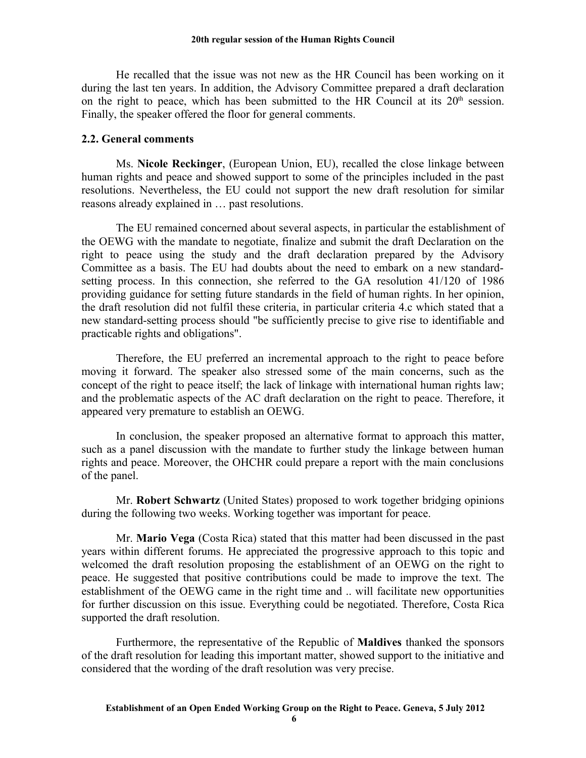He recalled that the issue was not new as the HR Council has been working on it during the last ten years. In addition, the Advisory Committee prepared a draft declaration on the right to peace, which has been submitted to the HR Council at its 20th session. Finally, the speaker offered the floor for general comments.

### 2.2. General comments

Ms. **Nicole Reckinger**, (European Union, EU), recalled the close linkage between human rights and peace and showed support to some of the principles included in the past resolutions. Nevertheless, the EU could not support the new draft resolution for similar reasons already explained in … past resolutions.

The EU remained concerned about several aspects, in particular the establishment of the OEWG with the mandate to negotiate, finalize and submit the draft Declaration on the right to peace using the study and the draft declaration prepared by the Advisory Committee as a basis. The EU had doubts about the need to embark on a new standard-setting process. In this connection, she referred to the GA resolution 41/120 of 1986 providing guidance for setting future standards in the field of human rights. In her opinion, the draft resolution did not fulfil these criteria, in particular criteria 4.c which stated that a new standard-setting process should "be sufficiently precise to give rise to identifiable and practicable rights and obligations".

Therefore, the EU preferred an incremental approach to the right to peace before moving it forward. The speaker also stressed some of the main concerns, such as the concept of the right to peace itself; the lack of linkage with international human rights law; and the problematic aspects of the AC draft declaration on the right to peace. Therefore, it appeared very premature to establish an OEWG.

In conclusion, the speaker proposed an alternative format to approach this matter, such as a panel discussion with the mandate to further study the linkage between human rights and peace. Moreover, the OHCHR could prepare a report with the main conclusions of the panel.

Mr. **Robert Schwartz** (United States) proposed to work together bridging opinions during the following two weeks. Working together was important for peace.

Mr. **Mario Vega** (Costa Rica) stated that this matter had been discussed in the past years within different forums. He appreciated the progressive approach to this topic and welcomed the draft resolution proposing the establishment of an OEWG on the right to peace. He suggested that positive contributions could be made to improve the text. The establishment of the OEWG came in the right time and .. will facilitate new opportunities for further discussion on this issue. Everything could be negotiated. Therefore, Costa Rica supported the draft resolution.

Furthermore, the representative of the Republic of **Maldives** thanked the sponsors of the draft resolution for leading this important matter, showed support to the initiative and considered that the wording of the draft resolution was very precise.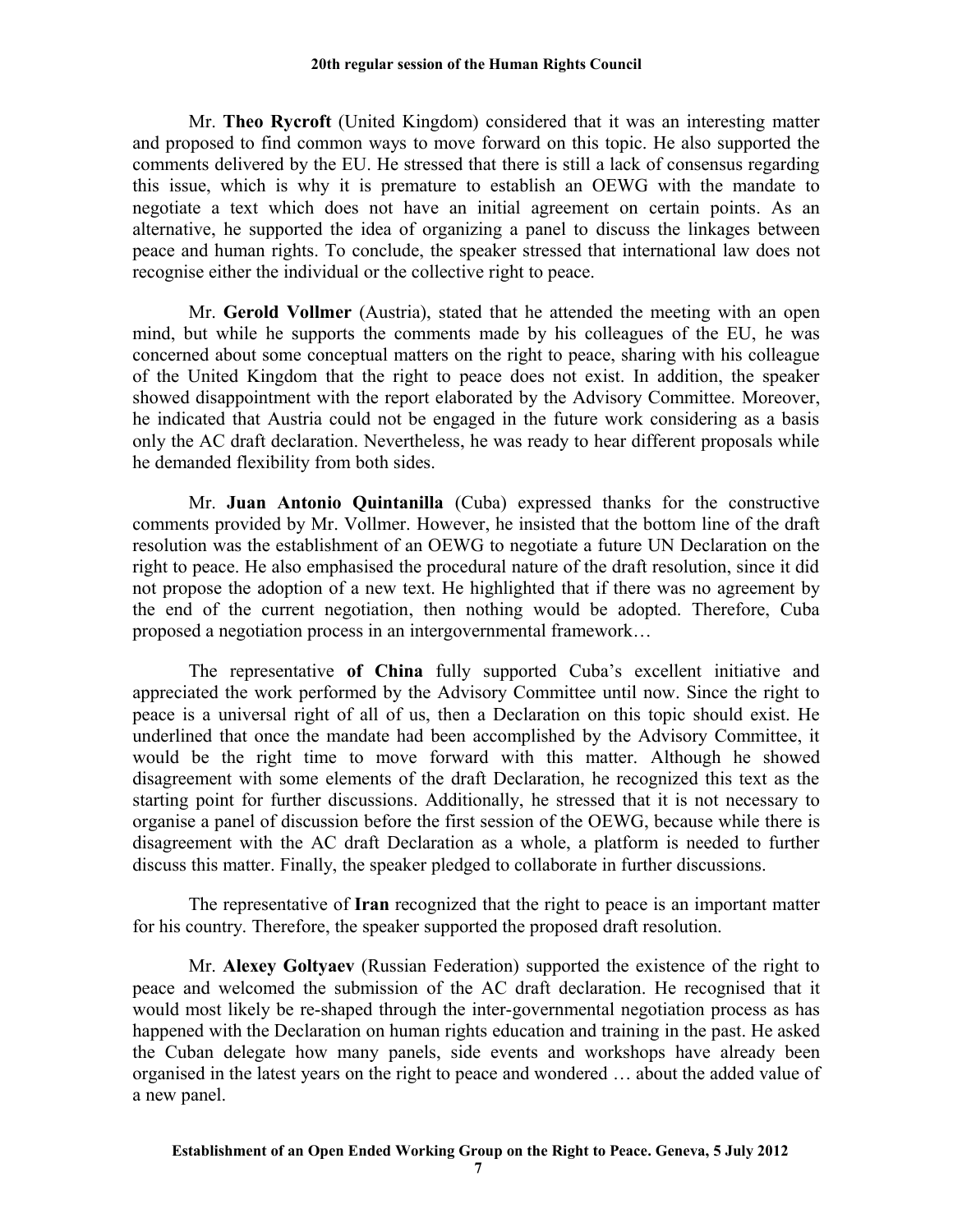Mr. **Theo Rycroft** (United Kingdom) considered that it was an interesting matter and proposed to find common ways to move forward on this topic. He also supported the comments delivered by the EU. He stressed that there is still a lack of consensus regarding this issue, which is why it is premature to establish an OEWG with the mandate to negotiate a text which does not have an initial agreement on certain points. As an alternative, he supported the idea of organizing a panel to discuss the linkages between peace and human rights. To conclude, the speaker stressed that international law does not recognise either the individual or the collective right to peace.

Mr. **Gerold Vollmer** (Austria), stated that he attended the meeting with an open mind, but while he supports the comments made by his colleagues of the EU, he was concerned about some conceptual matters on the right to peace, sharing with his colleague of the United Kingdom that the right to peace does not exist. In addition, the speaker showed disappointment with the report elaborated by the Advisory Committee. Moreover, he indicated that Austria could not be engaged in the future work considering as a basis only the AC draft declaration. Nevertheless, he was ready to hear different proposals while he demanded flexibility from both sides.

Mr. **Juan Antonio Quintanilla** (Cuba) expressed thanks for the constructive comments provided by Mr. Vollmer. However, he insisted that the bottom line of the draft resolution was the establishment of an OEWG to negotiate a future UN Declaration on the right to peace. He also emphasised the procedural nature of the draft resolution, since it did not propose the adoption of a new text. He highlighted that if there was no agreement by the end of the current negotiation, then nothing would be adopted. Therefore, Cuba proposed a negotiation process in an intergovernmental framework…

The representative **of China** fully supported Cuba's excellent initiative and appreciated the work performed by the Advisory Committee until now. Since the right to peace is a universal right of all of us, then a Declaration on this topic should exist. He underlined that once the mandate had been accomplished by the Advisory Committee, it would be the right time to move forward with this matter. Although he showed disagreement with some elements of the draft Declaration, he recognized this text as the starting point for further discussions. Additionally, he stressed that it is not necessary to organise a panel of discussion before the first session of the OEWG, because while there is disagreement with the AC draft Declaration as a whole, a platform is needed to further discuss this matter. Finally, the speaker pledged to collaborate in further discussions.

The representative of **Iran** recognized that the right to peace is an important matter for his country. Therefore, the speaker supported the proposed draft resolution.

Mr. **Alexey Goltyaev** (Russian Federation) supported the existence of the right to peace and welcomed the submission of the AC draft declaration. He recognised that it would most likely be re-shaped through the inter-governmental negotiation process as has happened with the Declaration on human rights education and training in the past. He asked the Cuban delegate how many panels, side events and workshops have already been organised in the latest years on the right to peace and wondered … about the added value of a new panel.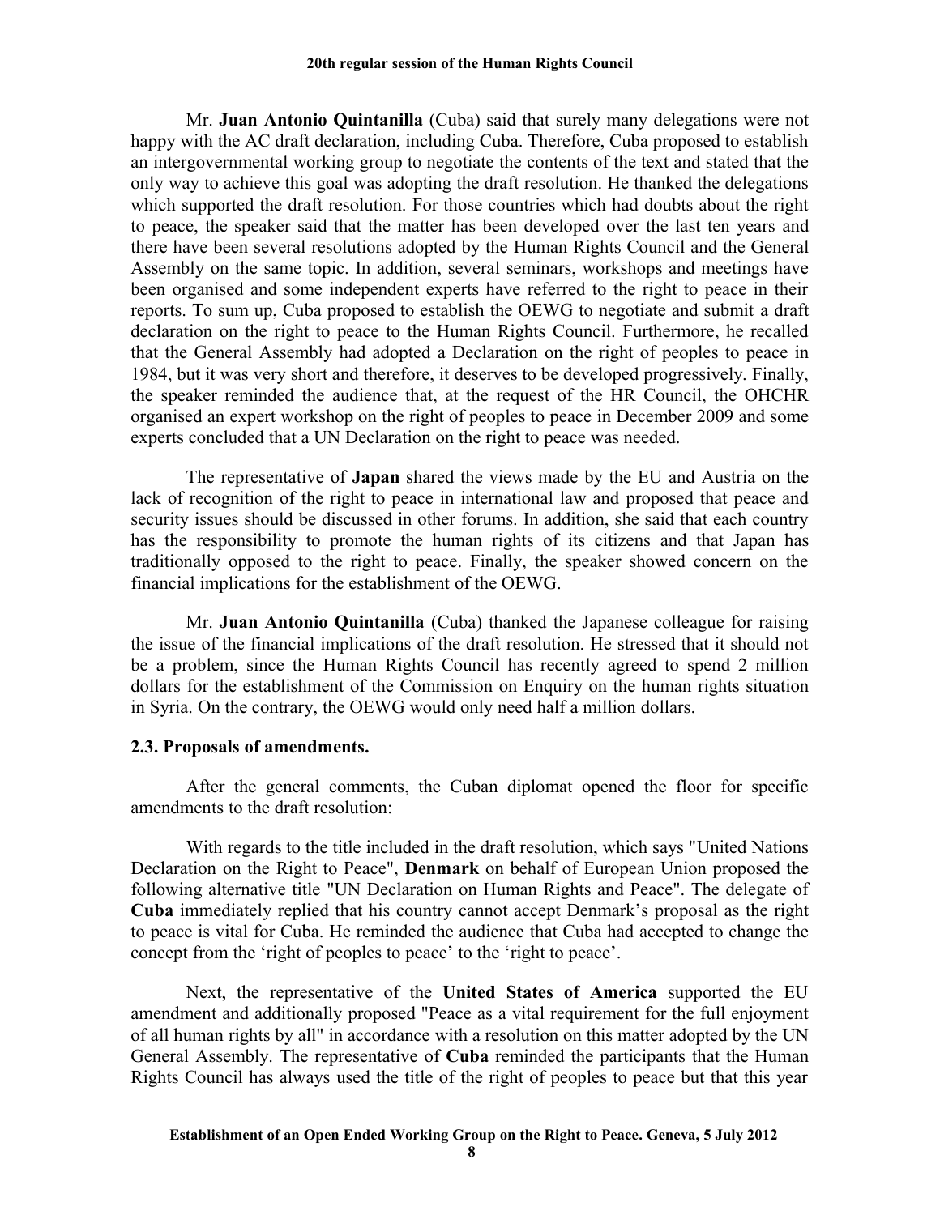Mr. **Juan Antonio Quintanilla** (Cuba) said that surely many delegations were not happy with the AC draft declaration, including Cuba. Therefore, Cuba proposed to establish an intergovernmental working group to negotiate the contents of the text and stated that the only way to achieve this goal was adopting the draft resolution. He thanked the delegations which supported the draft resolution. For those countries which had doubts about the right to peace, the speaker said that the matter has been developed over the last ten years and there have been several resolutions adopted by the Human Rights Council and the General Assembly on the same topic. In addition, several seminars, workshops and meetings have been organised and some independent experts have referred to the right to peace in their reports. To sum up, Cuba proposed to establish the OEWG to negotiate and submit a draft declaration on the right to peace to the Human Rights Council. Furthermore, he recalled that the General Assembly had adopted a Declaration on the right of peoples to peace in 1984, but it was very short and therefore, it deserves to be developed progressively. Finally, the speaker reminded the audience that, at the request of the HR Council, the OHCHR organised an expert workshop on the right of peoples to peace in December 2009 and some experts concluded that a UN Declaration on the right to peace was needed.

The representative of **Japan** shared the views made by the EU and Austria on the lack of recognition of the right to peace in international law and proposed that peace and security issues should be discussed in other forums. In addition, she said that each country has the responsibility to promote the human rights of its citizens and that Japan has traditionally opposed to the right to peace. Finally, the speaker showed concern on the financial implications for the establishment of the OEWG.

Mr. **Juan Antonio Quintanilla** (Cuba) thanked the Japanese colleague for raising the issue of the financial implications of the draft resolution. He stressed that it should not be a problem, since the Human Rights Council has recently agreed to spend 2 million dollars for the establishment of the Commission on Enquiry on the human rights situation in Syria. On the contrary, the OEWG would only need half a million dollars.

### 2.3. Proposals of amendments.

After the general comments, the Cuban diplomat opened the floor for specific amendments to the draft resolution:

With regards to the title included in the draft resolution, which says "United Nations Declaration on the Right to Peace", **Denmark** on behalf of European Union proposed the following alternative title "UN Declaration on Human Rights and Peace". The delegate of **Cuba** immediately replied that his country cannot accept Denmark's proposal as the right to peace is vital for Cuba. He reminded the audience that Cuba had accepted to change the concept from the 'right of peoples to peace' to the 'right to peace'.

Next, the representative of the **United States of America** supported the EU amendment and additionally proposed "Peace as a vital requirement for the full enjoyment of all human rights by all" in accordance with a resolution on this matter adopted by the UN General Assembly. The representative of **Cuba** reminded the participants that the Human Rights Council has always used the title of the right of peoples to peace but that this year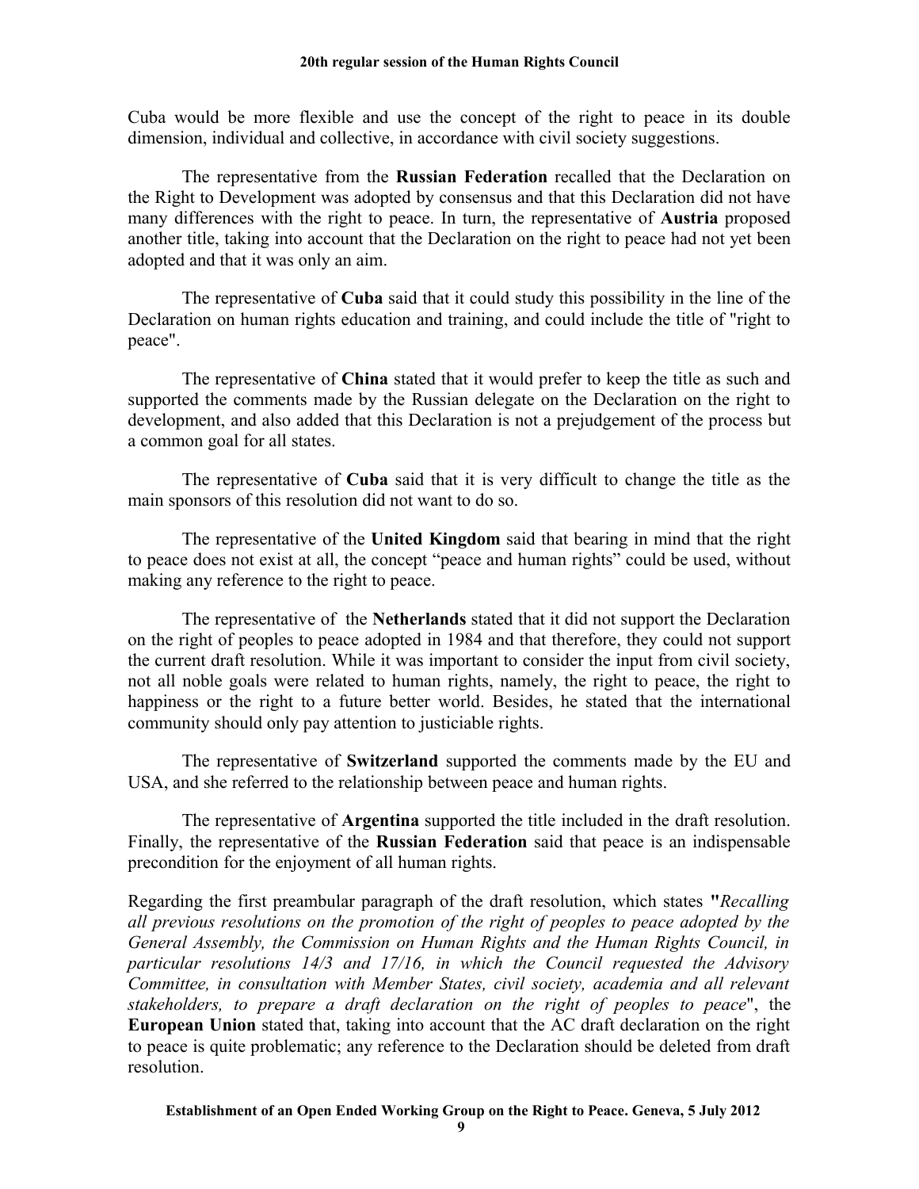Cuba would be more flexible and use the concept of the right to peace in its double dimension, individual and collective, in accordance with civil society suggestions.

The representative from the **Russian Federation** recalled that the Declaration on the Right to Development was adopted by consensus and that this Declaration did not have many differences with the right to peace. In turn, the representative of **Austria** proposed another title, taking into account that the Declaration on the right to peace had not yet been adopted and that it was only an aim.

The representative of **Cuba** said that it could study this possibility in the line of the Declaration on human rights education and training, and could include the title of "right to peace".

The representative of **China** stated that it would prefer to keep the title as such and supported the comments made by the Russian delegate on the Declaration on the right to development, and also added that this Declaration is not a prejudgement of the process but a common goal for all states.

The representative of **Cuba** said that it is very difficult to change the title as the main sponsors of this resolution did not want to do so.

The representative of the **United Kingdom** said that bearing in mind that the right to peace does not exist at all, the concept "peace and human rights" could be used, without making any reference to the right to peace.

The representative of the **Netherlands** stated that it did not support the Declaration on the right of peoples to peace adopted in 1984 and that therefore, they could not support the current draft resolution. While it was important to consider the input from civil society, not all noble goals were related to human rights, namely, the right to peace, the right to happiness or the right to a future better world. Besides, he stated that the international community should only pay attention to justiciable rights.

The representative of **Switzerland** supported the comments made by the EU and USA, and she referred to the relationship between peace and human rights.

The representative of **Argentina** supported the title included in the draft resolution. Finally, the representative of the **Russian Federation** said that peace is an indispensable precondition for the enjoyment of all human rights.

Regarding the first preambular paragraph of the draft resolution, which states **"***Recalling all previous resolutions on the promotion of the right of peoples to peace adopted by the General Assembly, the Commission on Human Rights and the Human Rights Council, in particular resolutions 14/3 and 17/16, in which the Council requested the Advisory Committee, in consultation with Member States, civil society, academia and all relevant stakeholders, to prepare a draft declaration on the right of peoples to peace*", the **European Union** stated that, taking into account that the AC draft declaration on the right to peace is quite problematic; any reference to the Declaration should be deleted from draft resolution.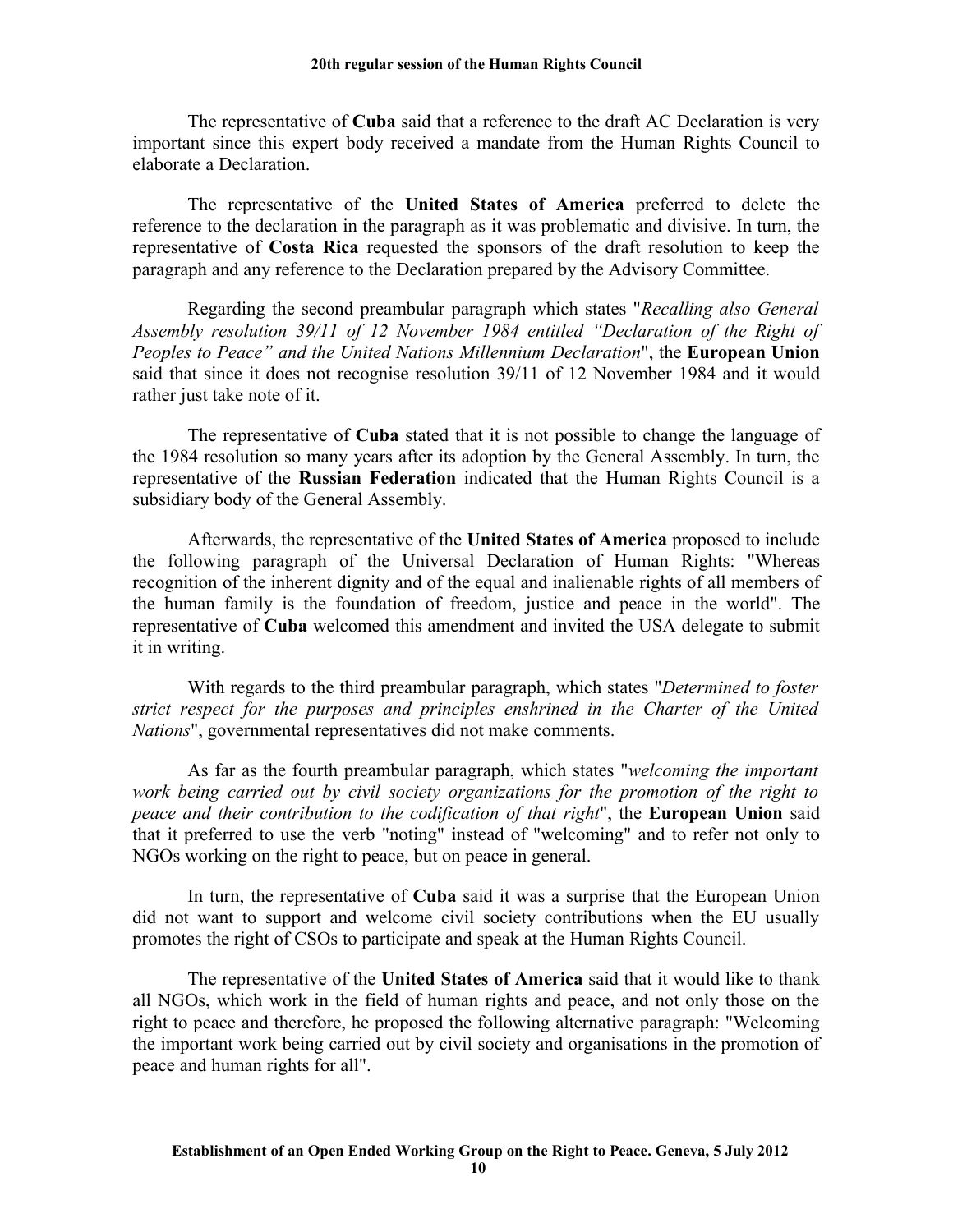The representative of **Cuba** said that a reference to the draft AC Declaration is very important since this expert body received a mandate from the Human Rights Council to elaborate a Declaration.

The representative of the **United States of America** preferred to delete the reference to the declaration in the paragraph as it was problematic and divisive. In turn, the representative of **Costa Rica** requested the sponsors of the draft resolution to keep the paragraph and any reference to the Declaration prepared by the Advisory Committee.

Regarding the second preambular paragraph which states "*Recalling also General Assembly resolution 39/11 of 12 November 1984 entitled "Declaration of the Right of Peoples to Peace" and the United Nations Millennium Declaration*", the **European Union** said that since it does not recognise resolution 39/11 of 12 November 1984 and it would rather just take note of it.

The representative of **Cuba** stated that it is not possible to change the language of the 1984 resolution so many years after its adoption by the General Assembly. In turn, the representative of the **Russian Federation** indicated that the Human Rights Council is a subsidiary body of the General Assembly.

Afterwards, the representative of the **United States of America** proposed to include the following paragraph of the Universal Declaration of Human Rights: "Whereas recognition of the inherent dignity and of the equal and inalienable rights of all members of the human family is the foundation of freedom, justice and peace in the world". The representative of **Cuba** welcomed this amendment and invited the USA delegate to submit it in writing.

With regards to the third preambular paragraph, which states "*Determined to foster strict respect for the purposes and principles enshrined in the Charter of the United Nations*", governmental representatives did not make comments.

As far as the fourth preambular paragraph, which states "*welcoming the important work being carried out by civil society organizations for the promotion of the right to peace and their contribution to the codification of that right*", the **European Union** said that it preferred to use the verb "noting" instead of "welcoming" and to refer not only to NGOs working on the right to peace, but on peace in general.

In turn, the representative of **Cuba** said it was a surprise that the European Union did not want to support and welcome civil society contributions when the EU usually promotes the right of CSOs to participate and speak at the Human Rights Council.

The representative of the **United States of America** said that it would like to thank all NGOs, which work in the field of human rights and peace, and not only those on the right to peace and therefore, he proposed the following alternative paragraph: "Welcoming the important work being carried out by civil society and organisations in the promotion of peace and human rights for all".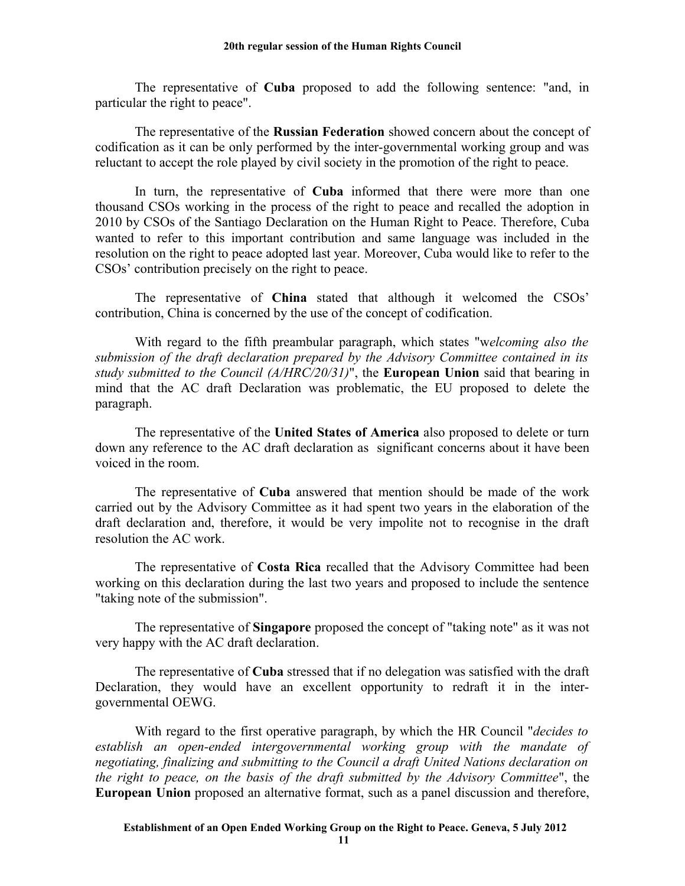The representative of **Cuba** proposed to add the following sentence: "and, in particular the right to peace".

The representative of the **Russian Federation** showed concern about the concept of codification as it can be only performed by the inter-governmental working group and was reluctant to accept the role played by civil society in the promotion of the right to peace.

In turn, the representative of **Cuba** informed that there were more than one thousand CSOs working in the process of the right to peace and recalled the adoption in 2010 by CSOs of the Santiago Declaration on the Human Right to Peace. Therefore, Cuba wanted to refer to this important contribution and same language was included in the resolution on the right to peace adopted last year. Moreover, Cuba would like to refer to the CSOs' contribution precisely on the right to peace.

The representative of **China** stated that although it welcomed the CSOs' contribution, China is concerned by the use of the concept of codification.

With regard to the fifth preambular paragraph, which states "w*elcoming also the submission of the draft declaration prepared by the Advisory Committee contained in its study submitted to the Council (A/HRC/20/31)*", the **European Union** said that bearing in mind that the AC draft Declaration was problematic, the EU proposed to delete the paragraph.

The representative of the **United States of America** also proposed to delete or turn down any reference to the AC draft declaration as significant concerns about it have been voiced in the room.

The representative of **Cuba** answered that mention should be made of the work carried out by the Advisory Committee as it had spent two years in the elaboration of the draft declaration and, therefore, it would be very impolite not to recognise in the draft resolution the AC work.

The representative of **Costa Rica** recalled that the Advisory Committee had been working on this declaration during the last two years and proposed to include the sentence "taking note of the submission".

The representative of **Singapore** proposed the concept of "taking note" as it was not very happy with the AC draft declaration.

The representative of **Cuba** stressed that if no delegation was satisfied with the draft Declaration, they would have an excellent opportunity to redraft it in the inter-governmental OEWG.

With regard to the first operative paragraph, by which the HR Council "*decides to establish an open-ended intergovernmental working group with the mandate of negotiating, finalizing and submitting to the Council a draft United Nations declaration on the right to peace, on the basis of the draft submitted by the Advisory Committee*", the **European Union** proposed an alternative format, such as a panel discussion and therefore,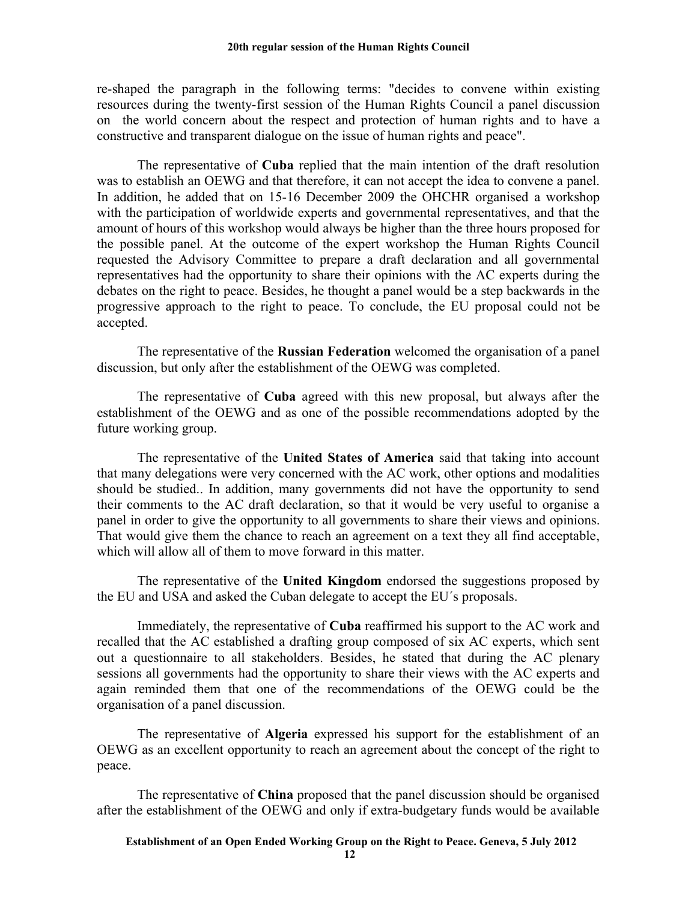re-shaped the paragraph in the following terms: "decides to convene within existing resources during the twenty-first session of the Human Rights Council a panel discussion on the world concern about the respect and protection of human rights and to have a constructive and transparent dialogue on the issue of human rights and peace".

The representative of **Cuba** replied that the main intention of the draft resolution was to establish an OEWG and that therefore, it can not accept the idea to convene a panel. In addition, he added that on 15-16 December 2009 the OHCHR organised a workshop with the participation of worldwide experts and governmental representatives, and that the amount of hours of this workshop would always be higher than the three hours proposed for the possible panel. At the outcome of the expert workshop the Human Rights Council requested the Advisory Committee to prepare a draft declaration and all governmental representatives had the opportunity to share their opinions with the AC experts during the debates on the right to peace. Besides, he thought a panel would be a step backwards in the progressive approach to the right to peace. To conclude, the EU proposal could not be accepted.

The representative of the **Russian Federation** welcomed the organisation of a panel discussion, but only after the establishment of the OEWG was completed.

The representative of **Cuba** agreed with this new proposal, but always after the establishment of the OEWG and as one of the possible recommendations adopted by the future working group.

The representative of the **United States of America** said that taking into account that many delegations were very concerned with the AC work, other options and modalities should be studied.. In addition, many governments did not have the opportunity to send their comments to the AC draft declaration, so that it would be very useful to organise a panel in order to give the opportunity to all governments to share their views and opinions. That would give them the chance to reach an agreement on a text they all find acceptable, which will allow all of them to move forward in this matter.

The representative of the **United Kingdom** endorsed the suggestions proposed by the EU and USA and asked the Cuban delegate to accept the EU´s proposals.

Immediately, the representative of **Cuba** reaffirmed his support to the AC work and recalled that the AC established a drafting group composed of six AC experts, which sent out a questionnaire to all stakeholders. Besides, he stated that during the AC plenary sessions all governments had the opportunity to share their views with the AC experts and again reminded them that one of the recommendations of the OEWG could be the organisation of a panel discussion.

The representative of **Algeria** expressed his support for the establishment of an OEWG as an excellent opportunity to reach an agreement about the concept of the right to peace.

The representative of **China** proposed that the panel discussion should be organised after the establishment of the OEWG and only if extra-budgetary funds would be available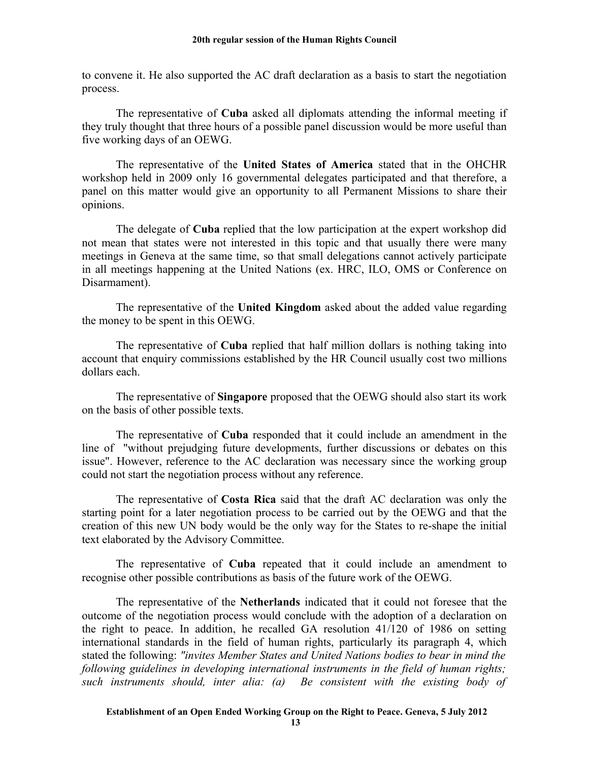to convene it. He also supported the AC draft declaration as a basis to start the negotiation process.

The representative of **Cuba** asked all diplomats attending the informal meeting if they truly thought that three hours of a possible panel discussion would be more useful than five working days of an OEWG.

The representative of the **United States of America** stated that in the OHCHR workshop held in 2009 only 16 governmental delegates participated and that therefore, a panel on this matter would give an opportunity to all Permanent Missions to share their opinions.

The delegate of **Cuba** replied that the low participation at the expert workshop did not mean that states were not interested in this topic and that usually there were many meetings in Geneva at the same time, so that small delegations cannot actively participate in all meetings happening at the United Nations (ex. HRC, ILO, OMS or Conference on Disarmament).

The representative of the **United Kingdom** asked about the added value regarding the money to be spent in this OEWG.

The representative of **Cuba** replied that half million dollars is nothing taking into account that enquiry commissions established by the HR Council usually cost two millions dollars each.

The representative of **Singapore** proposed that the OEWG should also start its work on the basis of other possible texts.

The representative of **Cuba** responded that it could include an amendment in the line of "without prejudging future developments, further discussions or debates on this issue". However, reference to the AC declaration was necessary since the working group could not start the negotiation process without any reference.

The representative of **Costa Rica** said that the draft AC declaration was only the starting point for a later negotiation process to be carried out by the OEWG and that the creation of this new UN body would be the only way for the States to re-shape the initial text elaborated by the Advisory Committee.

The representative of **Cuba** repeated that it could include an amendment to recognise other possible contributions as basis of the future work of the OEWG.

The representative of the **Netherlands** indicated that it could not foresee that the outcome of the negotiation process would conclude with the adoption of a declaration on the right to peace. In addition, he recalled GA resolution 41/120 of 1986 on setting international standards in the field of human rights, particularly its paragraph 4, which stated the following: *"invites Member States and United Nations bodies to bear in mind the following guidelines in developing international instruments in the field of human rights; such instruments should, inter alia: (a) Be consistent with the existing body of*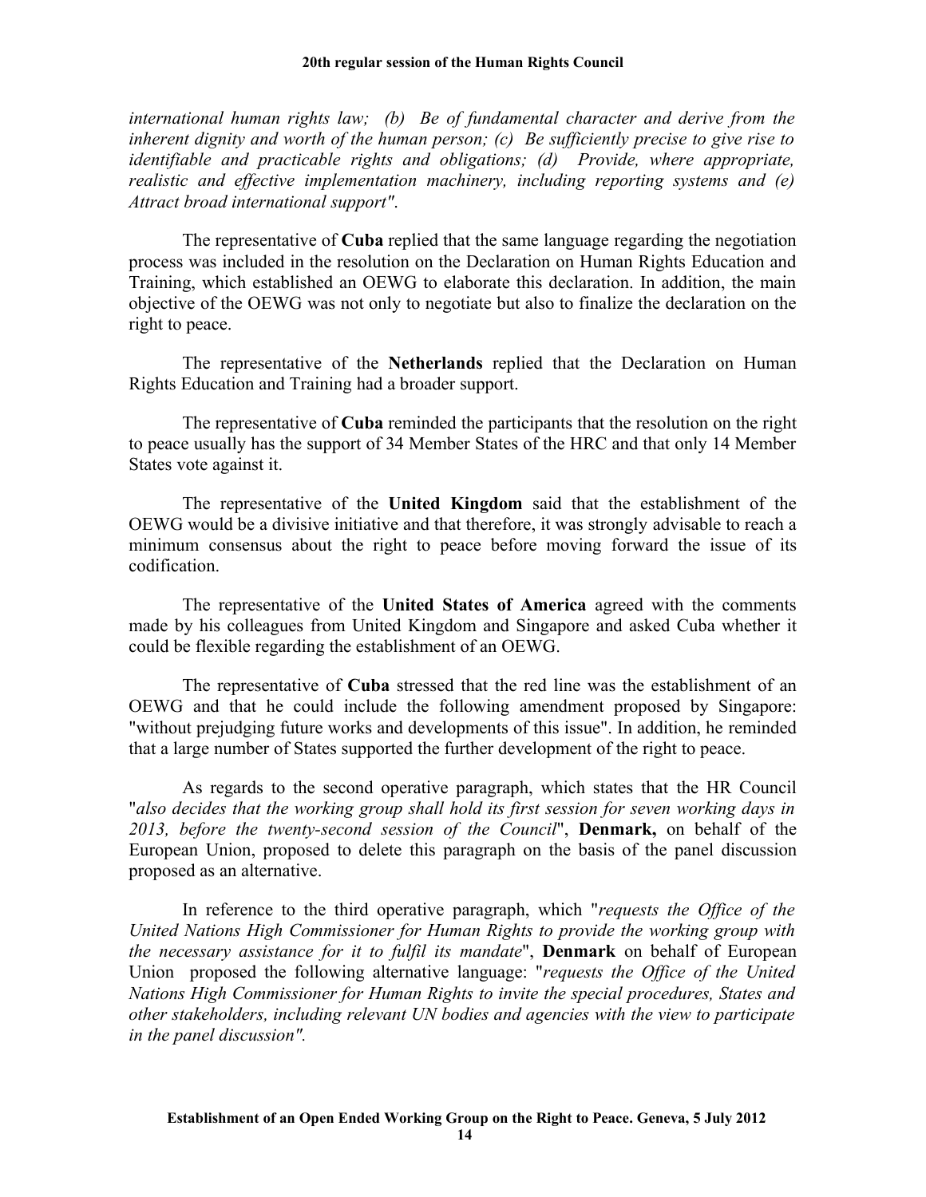*international human rights law; (b) Be of fundamental character and derive from the inherent dignity and worth of the human person; (c) Be sufficiently precise to give rise to identifiable and practicable rights and obligations; (d) Provide, where appropriate, realistic and effective implementation machinery, including reporting systems and (e) Attract broad international support"*.

The representative of **Cuba** replied that the same language regarding the negotiation process was included in the resolution on the Declaration on Human Rights Education and Training, which established an OEWG to elaborate this declaration. In addition, the main objective of the OEWG was not only to negotiate but also to finalize the declaration on the right to peace.

The representative of the **Netherlands** replied that the Declaration on Human Rights Education and Training had a broader support.

The representative of **Cuba** reminded the participants that the resolution on the right to peace usually has the support of 34 Member States of the HRC and that only 14 Member States vote against it.

The representative of the **United Kingdom** said that the establishment of the OEWG would be a divisive initiative and that therefore, it was strongly advisable to reach a minimum consensus about the right to peace before moving forward the issue of its codification.

The representative of the **United States of America** agreed with the comments made by his colleagues from United Kingdom and Singapore and asked Cuba whether it could be flexible regarding the establishment of an OEWG.

The representative of **Cuba** stressed that the red line was the establishment of an OEWG and that he could include the following amendment proposed by Singapore: "without prejudging future works and developments of this issue". In addition, he reminded that a large number of States supported the further development of the right to peace.

As regards to the second operative paragraph, which states that the HR Council "*also decides that the working group shall hold its first session for seven working days in 2013, before the twenty-second session of the Council*", **Denmark,** on behalf of the European Union, proposed to delete this paragraph on the basis of the panel discussion proposed as an alternative.

In reference to the third operative paragraph, which "*requests the Office of the United Nations High Commissioner for Human Rights to provide the working group with the necessary assistance for it to fulfil its mandate*", **Denmark** on behalf of European Union proposed the following alternative language: "*requests the Office of the United Nations High Commissioner for Human Rights to invite the special procedures, States and other stakeholders, including relevant UN bodies and agencies with the view to participate in the panel discussion"*.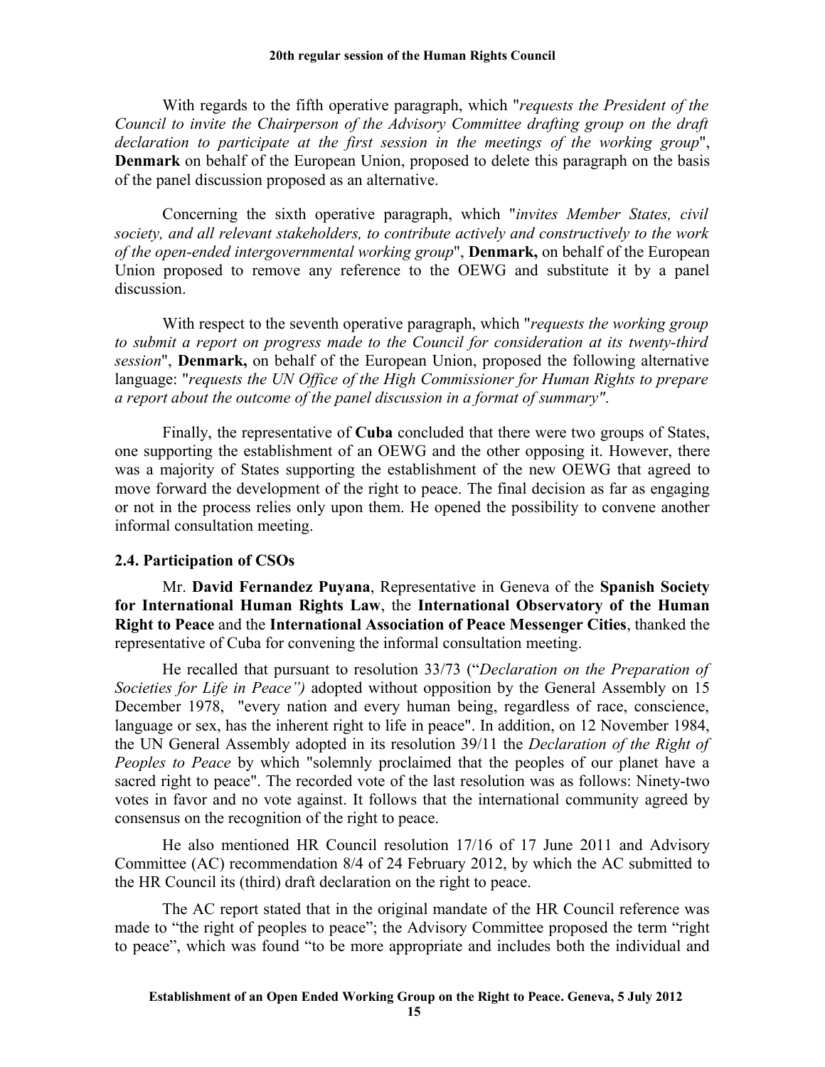With regards to the fifth operative paragraph, which "*requests the President of the Council to invite the Chairperson of the Advisory Committee drafting group on the draft declaration to participate at the first session in the meetings of the working group*", **Denmark** on behalf of the European Union, proposed to delete this paragraph on the basis of the panel discussion proposed as an alternative.

Concerning the sixth operative paragraph, which "*invites Member States, civil society, and all relevant stakeholders, to contribute actively and constructively to the work of the open-ended intergovernmental working group*", **Denmark,** on behalf of the European Union proposed to remove any reference to the OEWG and substitute it by a panel discussion.

With respect to the seventh operative paragraph, which "*requests the working group to submit a report on progress made to the Council for consideration at its twenty-third session*", **Denmark,** on behalf of the European Union, proposed the following alternative language: "*requests the UN Office of the High Commissioner for Human Rights to prepare a report about the outcome of the panel discussion in a format of summary"*.

Finally, the representative of **Cuba** concluded that there were two groups of States, one supporting the establishment of an OEWG and the other opposing it. However, there was a majority of States supporting the establishment of the new OEWG that agreed to move forward the development of the right to peace. The final decision as far as engaging or not in the process relies only upon them. He opened the possibility to convene another informal consultation meeting.

### 2.4. Participation of CSOs

Mr. **David Fernandez Puyana**, Representative in Geneva of the **Spanish Society for International Human Rights Law**, the **International Observatory of the Human Right to Peace** and the **International Association of Peace Messenger Cities**, thanked the representative of Cuba for convening the informal consultation meeting.

He recalled that pursuant to resolution 33/73 ("*Declaration on the Preparation of Societies for Life in Peace")* adopted without opposition by the General Assembly on 15 December 1978, "every nation and every human being, regardless of race, conscience, language or sex, has the inherent right to life in peace". In addition, on 12 November 1984, the UN General Assembly adopted in its resolution 39/11 the *Declaration of the Right of Peoples to Peace* by which "solemnly proclaimed that the peoples of our planet have a sacred right to peace". The recorded vote of the last resolution was as follows: Ninety-two votes in favor and no vote against. It follows that the international community agreed by consensus on the recognition of the right to peace.

He also mentioned HR Council resolution 17/16 of 17 June 2011 and Advisory Committee (AC) recommendation 8/4 of 24 February 2012, by which the AC submitted to the HR Council its (third) draft declaration on the right to peace.

The AC report stated that in the original mandate of the HR Council reference was made to "the right of peoples to peace"; the Advisory Committee proposed the term "right to peace", which was found "to be more appropriate and includes both the individual and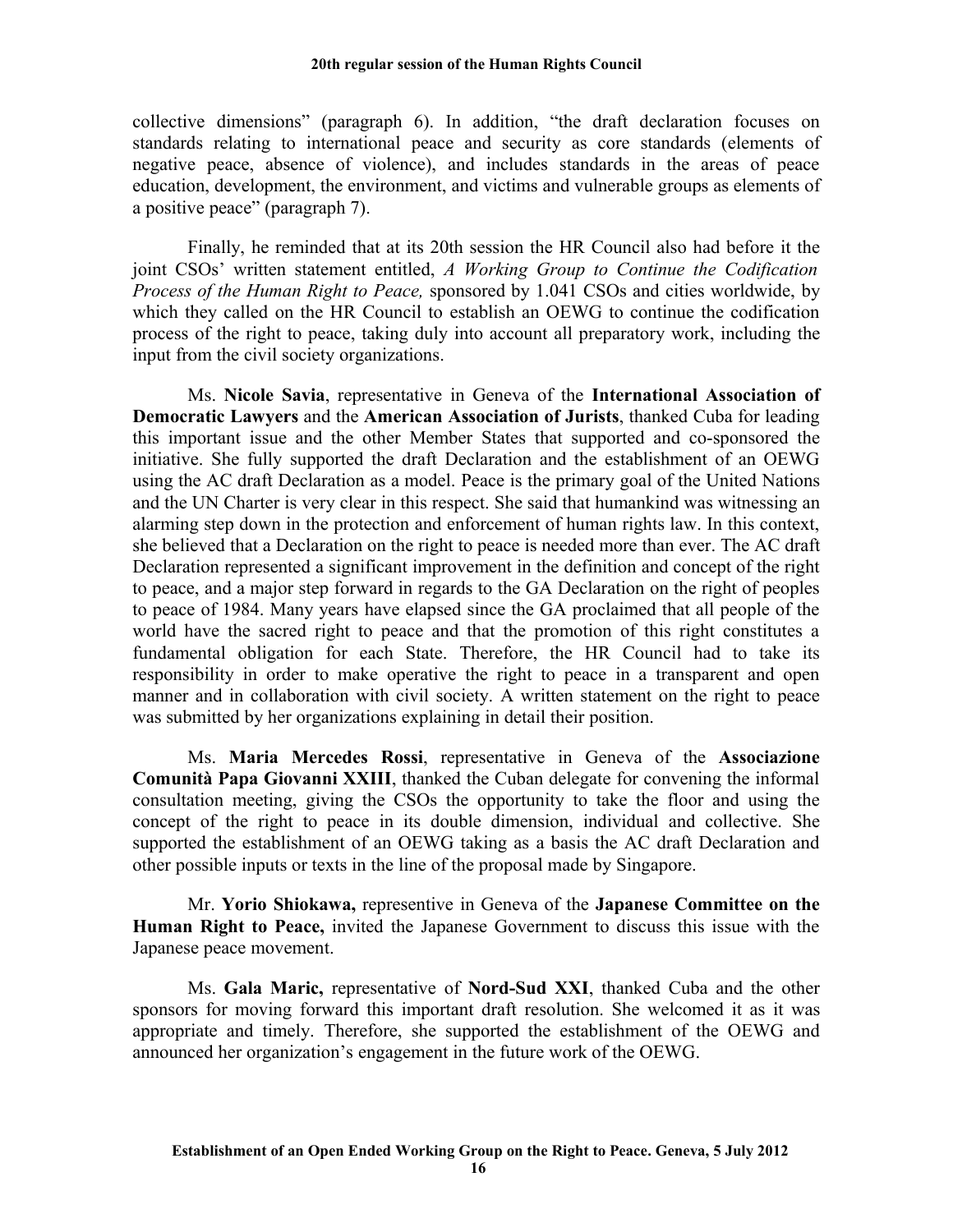collective dimensions" (paragraph 6). In addition, "the draft declaration focuses on standards relating to international peace and security as core standards (elements of negative peace, absence of violence), and includes standards in the areas of peace education, development, the environment, and victims and vulnerable groups as elements of a positive peace" (paragraph 7).

Finally, he reminded that at its 20th session the HR Council also had before it the joint CSOs' written statement entitled, *A Working Group to Continue the Codification Process of the Human Right to Peace,* sponsored by 1.041 CSOs and cities worldwide, by which they called on the HR Council to establish an OEWG to continue the codification process of the right to peace, taking duly into account all preparatory work, including the input from the civil society organizations.

Ms. **Nicole Savia**, representative in Geneva of the **International Association of Democratic Lawyers** and the **American Association of Jurists**, thanked Cuba for leading this important issue and the other Member States that supported and co-sponsored the initiative. She fully supported the draft Declaration and the establishment of an OEWG using the AC draft Declaration as a model. Peace is the primary goal of the United Nations and the UN Charter is very clear in this respect. She said that humankind was witnessing an alarming step down in the protection and enforcement of human rights law. In this context, she believed that a Declaration on the right to peace is needed more than ever. The AC draft Declaration represented a significant improvement in the definition and concept of the right to peace, and a major step forward in regards to the GA Declaration on the right of peoples to peace of 1984. Many years have elapsed since the GA proclaimed that all people of the world have the sacred right to peace and that the promotion of this right constitutes a fundamental obligation for each State. Therefore, the HR Council had to take its responsibility in order to make operative the right to peace in a transparent and open manner and in collaboration with civil society. A written statement on the right to peace was submitted by her organizations explaining in detail their position.

Ms. **Maria Mercedes Rossi**, representative in Geneva of the **Associazione Comunità Papa Giovanni XXIII**, thanked the Cuban delegate for convening the informal consultation meeting, giving the CSOs the opportunity to take the floor and using the concept of the right to peace in its double dimension, individual and collective. She supported the establishment of an OEWG taking as a basis the AC draft Declaration and other possible inputs or texts in the line of the proposal made by Singapore.

Mr. **Yorio Shiokawa,** representive in Geneva of the **Japanese Committee on the Human Right to Peace,** invited the Japanese Government to discuss this issue with the Japanese peace movement.

Ms. **Gala Maric,** representative of **Nord-Sud XXI**, thanked Cuba and the other sponsors for moving forward this important draft resolution. She welcomed it as it was appropriate and timely. Therefore, she supported the establishment of the OEWG and announced her organization's engagement in the future work of the OEWG.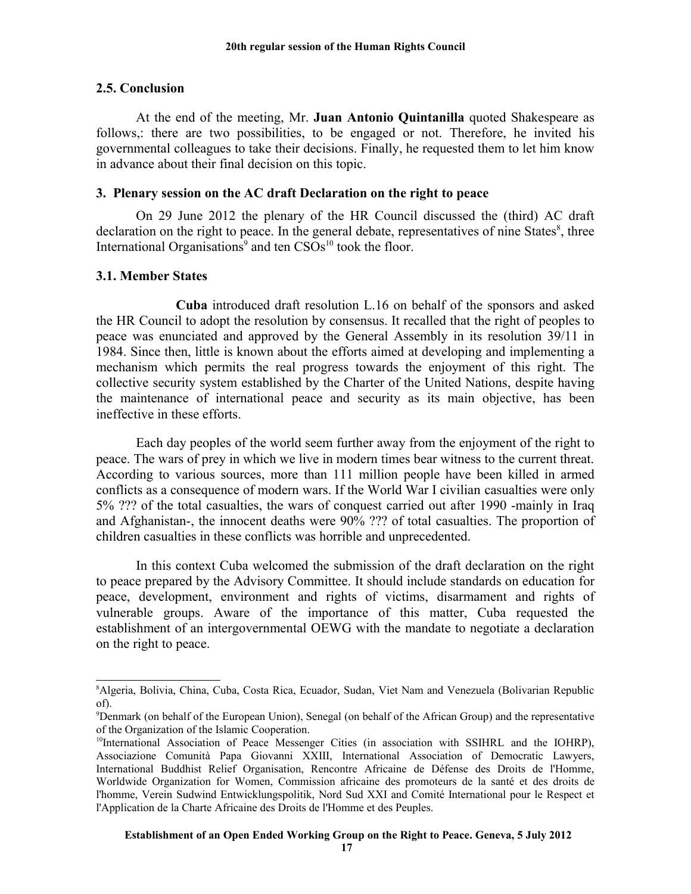## 2.5. Conclusion

At the end of the meeting, Mr. **Juan Antonio Quintanilla** quoted Shakespeare as follows,: there are two possibilities, to be engaged or not. Therefore, he invited his governmental colleagues to take their decisions. Finally, he requested them to let him know in advance about their final decision on this topic.

## 3. Plenary session on the AC draft Declaration on the right to peace

On 29 June 2012 the plenary of the HR Council discussed the (third) AC draft declaration on the right to peace. In the general debate, representatives of nine States[8], three International Organisations[9] and ten CSOs[10] took the floor.

### 3.1. Member States

**Cuba** introduced draft resolution L.16 on behalf of the sponsors and asked the HR Council to adopt the resolution by consensus. It recalled that the right of peoples to peace was enunciated and approved by the General Assembly in its resolution 39/11 in 1984. Since then, little is known about the efforts aimed at developing and implementing a mechanism which permits the real progress towards the enjoyment of this right. The collective security system established by the Charter of the United Nations, despite having the maintenance of international peace and security as its main objective, has been ineffective in these efforts.

Each day peoples of the world seem further away from the enjoyment of the right to peace. The wars of prey in which we live in modern times bear witness to the current threat. According to various sources, more than 111 million people have been killed in armed conflicts as a consequence of modern wars. If the World War I civilian casualties were only 5% ??? of the total casualties, the wars of conquest carried out after 1990 -mainly in Iraq and Afghanistan-, the innocent deaths were 90% ??? of total casualties. The proportion of children casualties in these conflicts was horrible and unprecedented.

In this context Cuba welcomed the submission of the draft declaration on the right to peace prepared by the Advisory Committee. It should include standards on education for peace, development, environment and rights of victims, disarmament and rights of vulnerable groups. Aware of the importance of this matter, Cuba requested the establishment of an intergovernmental OEWG with the mandate to negotiate a declaration on the right to peace.

---

[8] Algeria, Bolivia, China, Cuba, Costa Rica, Ecuador, Sudan, Viet Nam and Venezuela (Bolivarian Republic of).

[9] Denmark (on behalf of the European Union), Senegal (on behalf of the African Group) and the representative of the Organization of the Islamic Cooperation.

[10] International Association of Peace Messenger Cities (in association with SSIHRL and the IOHRP), Associazione Comunità Papa Giovanni XXIII, International Association of Democratic Lawyers, International Buddhist Relief Organisation, Rencontre Africaine de Défense des Droits de l'Homme, Worldwide Organization for Women, Commission africaine des promoteurs de la santé et des droits de l'homme, Verein Sudwind Entwicklungspolitik, Nord Sud XXI and Comité International pour le Respect et l'Application de la Charte Africaine des Droits de l'Homme et des Peuples.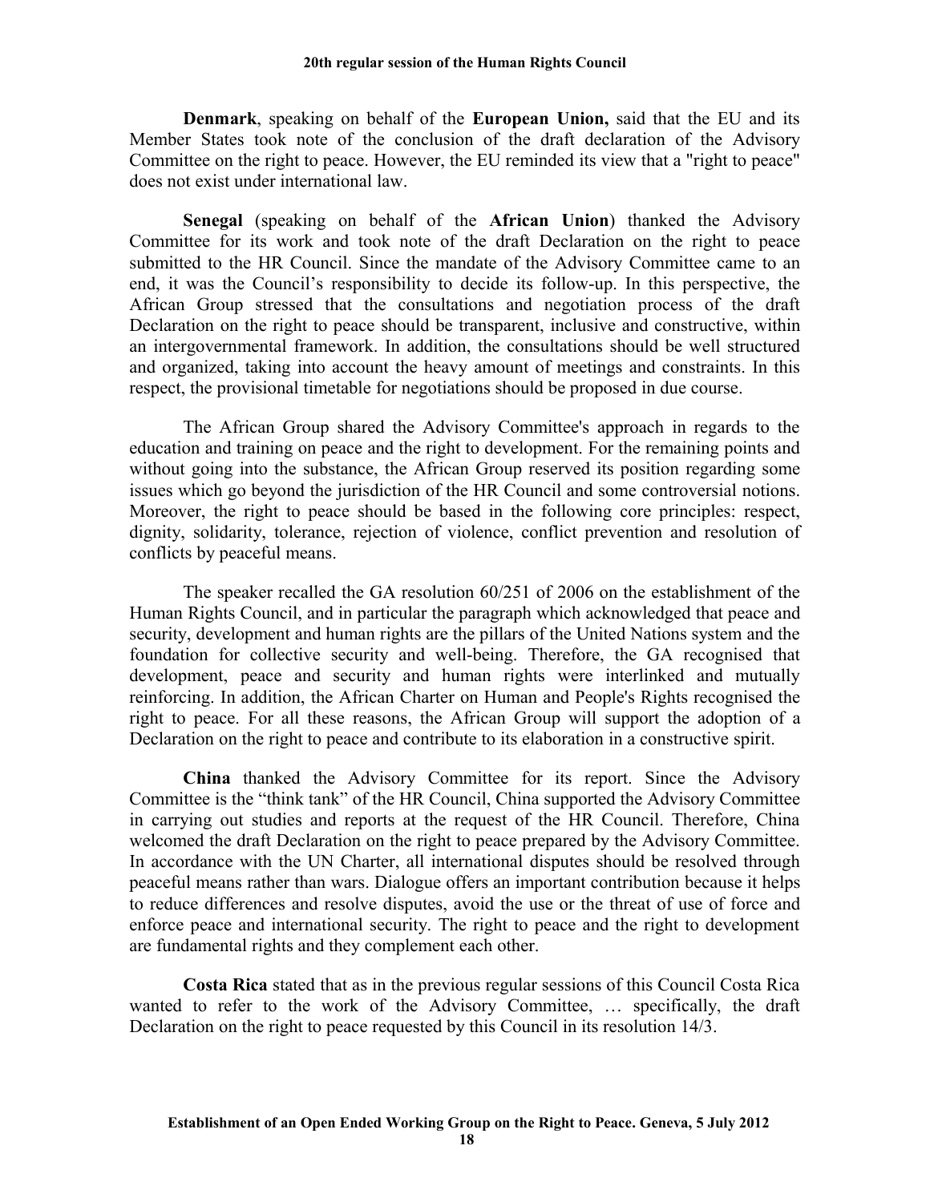**Denmark**, speaking on behalf of the **European Union,** said that the EU and its Member States took note of the conclusion of the draft declaration of the Advisory Committee on the right to peace. However, the EU reminded its view that a "right to peace" does not exist under international law.

**Senegal** (speaking on behalf of the **African Union**) thanked the Advisory Committee for its work and took note of the draft Declaration on the right to peace submitted to the HR Council. Since the mandate of the Advisory Committee came to an end, it was the Council's responsibility to decide its follow-up. In this perspective, the African Group stressed that the consultations and negotiation process of the draft Declaration on the right to peace should be transparent, inclusive and constructive, within an intergovernmental framework. In addition, the consultations should be well structured and organized, taking into account the heavy amount of meetings and constraints. In this respect, the provisional timetable for negotiations should be proposed in due course.

The African Group shared the Advisory Committee's approach in regards to the education and training on peace and the right to development. For the remaining points and without going into the substance, the African Group reserved its position regarding some issues which go beyond the jurisdiction of the HR Council and some controversial notions. Moreover, the right to peace should be based in the following core principles: respect, dignity, solidarity, tolerance, rejection of violence, conflict prevention and resolution of conflicts by peaceful means.

The speaker recalled the GA resolution 60/251 of 2006 on the establishment of the Human Rights Council, and in particular the paragraph which acknowledged that peace and security, development and human rights are the pillars of the United Nations system and the foundation for collective security and well-being. Therefore, the GA recognised that development, peace and security and human rights were interlinked and mutually reinforcing. In addition, the African Charter on Human and People's Rights recognised the right to peace. For all these reasons, the African Group will support the adoption of a Declaration on the right to peace and contribute to its elaboration in a constructive spirit.

**China** thanked the Advisory Committee for its report. Since the Advisory Committee is the "think tank" of the HR Council, China supported the Advisory Committee in carrying out studies and reports at the request of the HR Council. Therefore, China welcomed the draft Declaration on the right to peace prepared by the Advisory Committee. In accordance with the UN Charter, all international disputes should be resolved through peaceful means rather than wars. Dialogue offers an important contribution because it helps to reduce differences and resolve disputes, avoid the use or the threat of use of force and enforce peace and international security. The right to peace and the right to development are fundamental rights and they complement each other.

**Costa Rica** stated that as in the previous regular sessions of this Council Costa Rica wanted to refer to the work of the Advisory Committee, … specifically, the draft Declaration on the right to peace requested by this Council in its resolution 14/3.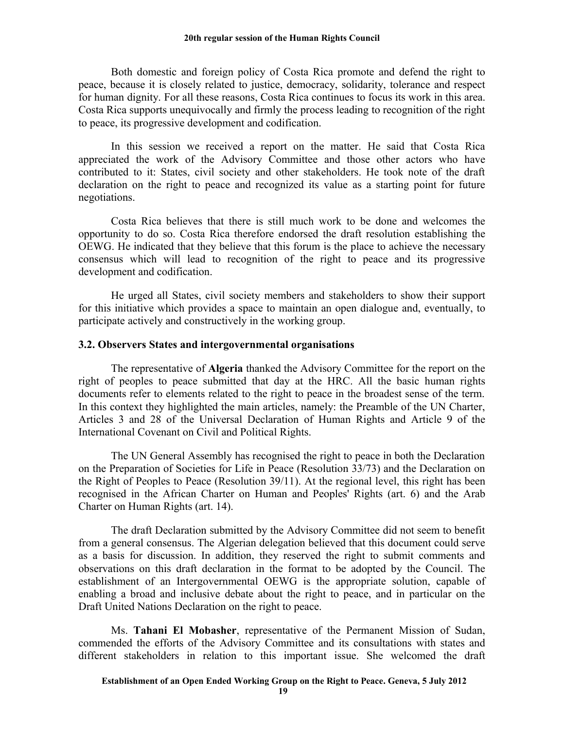Both domestic and foreign policy of Costa Rica promote and defend the right to peace, because it is closely related to justice, democracy, solidarity, tolerance and respect for human dignity. For all these reasons, Costa Rica continues to focus its work in this area. Costa Rica supports unequivocally and firmly the process leading to recognition of the right to peace, its progressive development and codification.

In this session we received a report on the matter. He said that Costa Rica appreciated the work of the Advisory Committee and those other actors who have contributed to it: States, civil society and other stakeholders. He took note of the draft declaration on the right to peace and recognized its value as a starting point for future negotiations.

Costa Rica believes that there is still much work to be done and welcomes the opportunity to do so. Costa Rica therefore endorsed the draft resolution establishing the OEWG. He indicated that they believe that this forum is the place to achieve the necessary consensus which will lead to recognition of the right to peace and its progressive development and codification.

He urged all States, civil society members and stakeholders to show their support for this initiative which provides a space to maintain an open dialogue and, eventually, to participate actively and constructively in the working group.

### 3.2. Observers States and intergovernmental organisations

The representative of **Algeria** thanked the Advisory Committee for the report on the right of peoples to peace submitted that day at the HRC. All the basic human rights documents refer to elements related to the right to peace in the broadest sense of the term. In this context they highlighted the main articles, namely: the Preamble of the UN Charter, Articles 3 and 28 of the Universal Declaration of Human Rights and Article 9 of the International Covenant on Civil and Political Rights.

The UN General Assembly has recognised the right to peace in both the Declaration on the Preparation of Societies for Life in Peace (Resolution 33/73) and the Declaration on the Right of Peoples to Peace (Resolution 39/11). At the regional level, this right has been recognised in the African Charter on Human and Peoples' Rights (art. 6) and the Arab Charter on Human Rights (art. 14).

The draft Declaration submitted by the Advisory Committee did not seem to benefit from a general consensus. The Algerian delegation believed that this document could serve as a basis for discussion. In addition, they reserved the right to submit comments and observations on this draft declaration in the format to be adopted by the Council. The establishment of an Intergovernmental OEWG is the appropriate solution, capable of enabling a broad and inclusive debate about the right to peace, and in particular on the Draft United Nations Declaration on the right to peace.

Ms. **Tahani El Mobasher**, representative of the Permanent Mission of Sudan, commended the efforts of the Advisory Committee and its consultations with states and different stakeholders in relation to this important issue. She welcomed the draft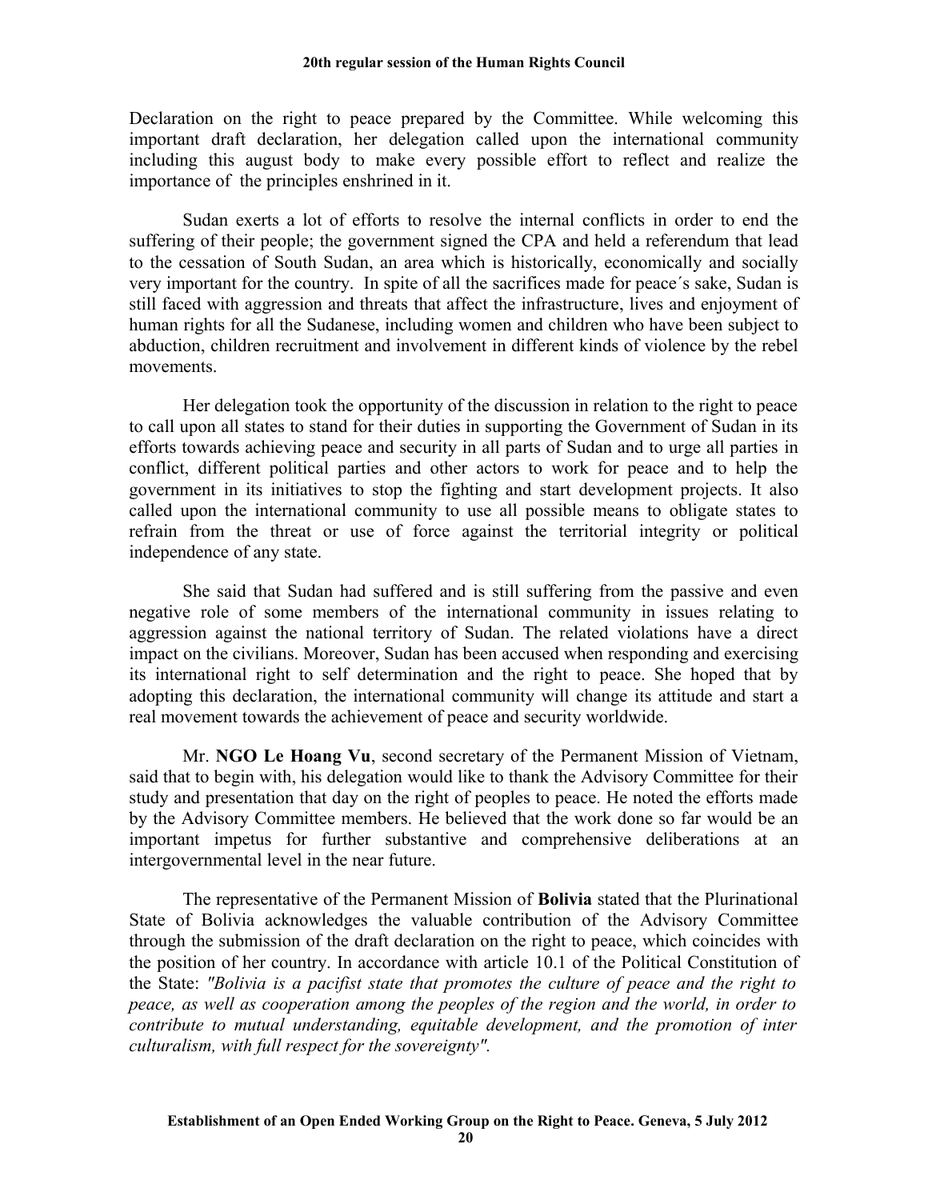Declaration on the right to peace prepared by the Committee. While welcoming this important draft declaration, her delegation called upon the international community including this august body to make every possible effort to reflect and realize the importance of the principles enshrined in it.

Sudan exerts a lot of efforts to resolve the internal conflicts in order to end the suffering of their people; the government signed the CPA and held a referendum that lead to the cessation of South Sudan, an area which is historically, economically and socially very important for the country. In spite of all the sacrifices made for peace´s sake, Sudan is still faced with aggression and threats that affect the infrastructure, lives and enjoyment of human rights for all the Sudanese, including women and children who have been subject to abduction, children recruitment and involvement in different kinds of violence by the rebel movements.

Her delegation took the opportunity of the discussion in relation to the right to peace to call upon all states to stand for their duties in supporting the Government of Sudan in its efforts towards achieving peace and security in all parts of Sudan and to urge all parties in conflict, different political parties and other actors to work for peace and to help the government in its initiatives to stop the fighting and start development projects. It also called upon the international community to use all possible means to obligate states to refrain from the threat or use of force against the territorial integrity or political independence of any state.

She said that Sudan had suffered and is still suffering from the passive and even negative role of some members of the international community in issues relating to aggression against the national territory of Sudan. The related violations have a direct impact on the civilians. Moreover, Sudan has been accused when responding and exercising its international right to self determination and the right to peace. She hoped that by adopting this declaration, the international community will change its attitude and start a real movement towards the achievement of peace and security worldwide.

Mr. **NGO Le Hoang Vu**, second secretary of the Permanent Mission of Vietnam, said that to begin with, his delegation would like to thank the Advisory Committee for their study and presentation that day on the right of peoples to peace. He noted the efforts made by the Advisory Committee members. He believed that the work done so far would be an important impetus for further substantive and comprehensive deliberations at an intergovernmental level in the near future.

The representative of the Permanent Mission of **Bolivia** stated that the Plurinational State of Bolivia acknowledges the valuable contribution of the Advisory Committee through the submission of the draft declaration on the right to peace, which coincides with the position of her country. In accordance with article 10.1 of the Political Constitution of the State: *"Bolivia is a pacifist state that promotes the culture of peace and the right to peace, as well as cooperation among the peoples of the region and the world, in order to contribute to mutual understanding, equitable development, and the promotion of inter culturalism, with full respect for the sovereignty".*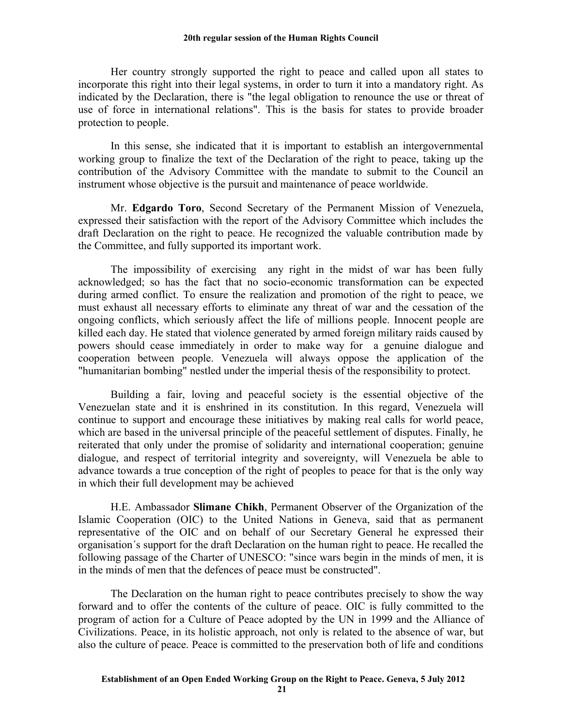Her country strongly supported the right to peace and called upon all states to incorporate this right into their legal systems, in order to turn it into a mandatory right. As indicated by the Declaration, there is "the legal obligation to renounce the use or threat of use of force in international relations". This is the basis for states to provide broader protection to people.

In this sense, she indicated that it is important to establish an intergovernmental working group to finalize the text of the Declaration of the right to peace, taking up the contribution of the Advisory Committee with the mandate to submit to the Council an instrument whose objective is the pursuit and maintenance of peace worldwide.

Mr. **Edgardo Toro**, Second Secretary of the Permanent Mission of Venezuela, expressed their satisfaction with the report of the Advisory Committee which includes the draft Declaration on the right to peace. He recognized the valuable contribution made by the Committee, and fully supported its important work.

The impossibility of exercising any right in the midst of war has been fully acknowledged; so has the fact that no socio-economic transformation can be expected during armed conflict. To ensure the realization and promotion of the right to peace, we must exhaust all necessary efforts to eliminate any threat of war and the cessation of the ongoing conflicts, which seriously affect the life of millions people. Innocent people are killed each day. He stated that violence generated by armed foreign military raids caused by powers should cease immediately in order to make way for a genuine dialogue and cooperation between people. Venezuela will always oppose the application of the "humanitarian bombing" nestled under the imperial thesis of the responsibility to protect.

Building a fair, loving and peaceful society is the essential objective of the Venezuelan state and it is enshrined in its constitution. In this regard, Venezuela will continue to support and encourage these initiatives by making real calls for world peace, which are based in the universal principle of the peaceful settlement of disputes. Finally, he reiterated that only under the promise of solidarity and international cooperation; genuine dialogue, and respect of territorial integrity and sovereignty, will Venezuela be able to advance towards a true conception of the right of peoples to peace for that is the only way in which their full development may be achieved

H.E. Ambassador **Slimane Chikh**, Permanent Observer of the Organization of the Islamic Cooperation (OIC) to the United Nations in Geneva, said that as permanent representative of the OIC and on behalf of our Secretary General he expressed their organisation´s support for the draft Declaration on the human right to peace. He recalled the following passage of the Charter of UNESCO: "since wars begin in the minds of men, it is in the minds of men that the defences of peace must be constructed".

The Declaration on the human right to peace contributes precisely to show the way forward and to offer the contents of the culture of peace. OIC is fully committed to the program of action for a Culture of Peace adopted by the UN in 1999 and the Alliance of Civilizations. Peace, in its holistic approach, not only is related to the absence of war, but also the culture of peace. Peace is committed to the preservation both of life and conditions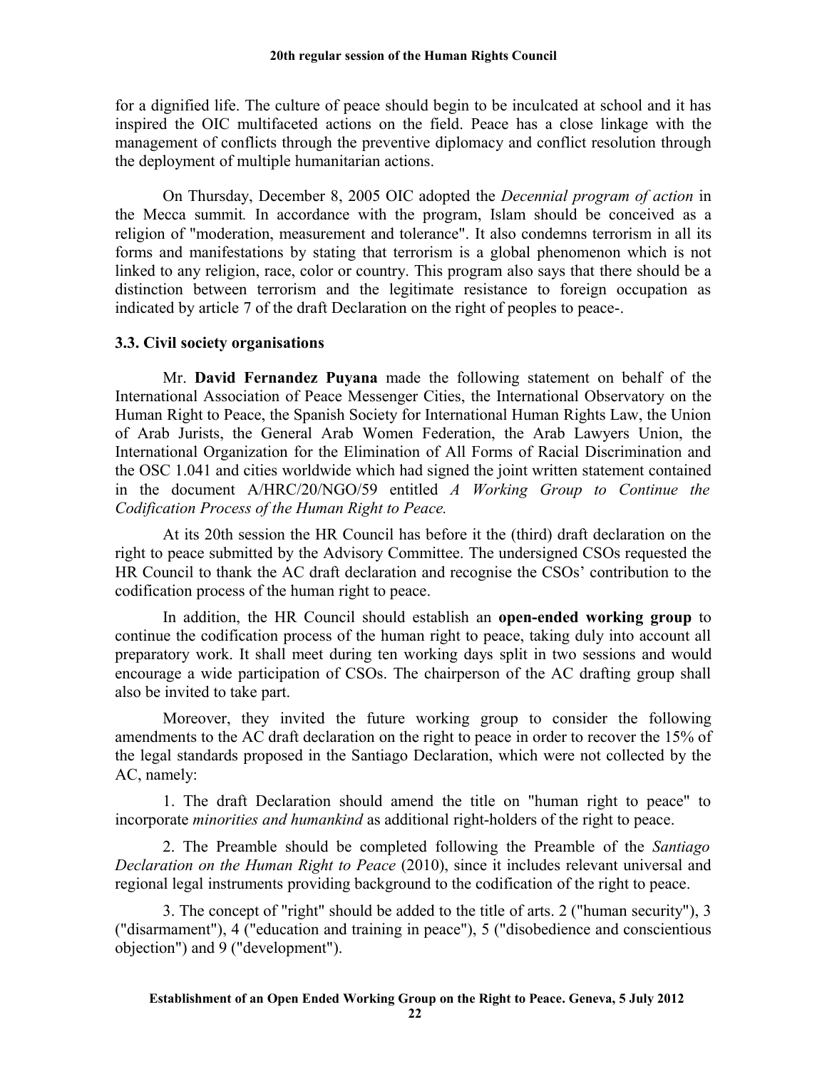for a dignified life. The culture of peace should begin to be inculcated at school and it has inspired the OIC multifaceted actions on the field. Peace has a close linkage with the management of conflicts through the preventive diplomacy and conflict resolution through the deployment of multiple humanitarian actions.

On Thursday, December 8, 2005 OIC adopted the *Decennial program of action* in the Mecca summit*.* In accordance with the program, Islam should be conceived as a religion of "moderation, measurement and tolerance". It also condemns terrorism in all its forms and manifestations by stating that terrorism is a global phenomenon which is not linked to any religion, race, color or country. This program also says that there should be a distinction between terrorism and the legitimate resistance to foreign occupation as indicated by article 7 of the draft Declaration on the right of peoples to peace-.

### 3.3. Civil society organisations

Mr. **David Fernandez Puyana** made the following statement on behalf of the International Association of Peace Messenger Cities, the International Observatory on the Human Right to Peace, the Spanish Society for International Human Rights Law, the Union of Arab Jurists, the General Arab Women Federation, the Arab Lawyers Union, the International Organization for the Elimination of All Forms of Racial Discrimination and the OSC 1.041 and cities worldwide which had signed the joint written statement contained in the document A/HRC/20/NGO/59 entitled *A Working Group to Continue the Codification Process of the Human Right to Peace.*

At its 20th session the HR Council has before it the (third) draft declaration on the right to peace submitted by the Advisory Committee. The undersigned CSOs requested the HR Council to thank the AC draft declaration and recognise the CSOs' contribution to the codification process of the human right to peace.

In addition, the HR Council should establish an **open-ended working group** to continue the codification process of the human right to peace, taking duly into account all preparatory work. It shall meet during ten working days split in two sessions and would encourage a wide participation of CSOs. The chairperson of the AC drafting group shall also be invited to take part.

Moreover, they invited the future working group to consider the following amendments to the AC draft declaration on the right to peace in order to recover the 15% of the legal standards proposed in the Santiago Declaration, which were not collected by the AC, namely:

1. The draft Declaration should amend the title on "human right to peace" to incorporate *minorities and humankind* as additional right-holders of the right to peace.

2. The Preamble should be completed following the Preamble of the *Santiago Declaration on the Human Right to Peace* (2010), since it includes relevant universal and regional legal instruments providing background to the codification of the right to peace.

3. The concept of "right" should be added to the title of arts. 2 ("human security"), 3 ("disarmament"), 4 ("education and training in peace"), 5 ("disobedience and conscientious objection") and 9 ("development").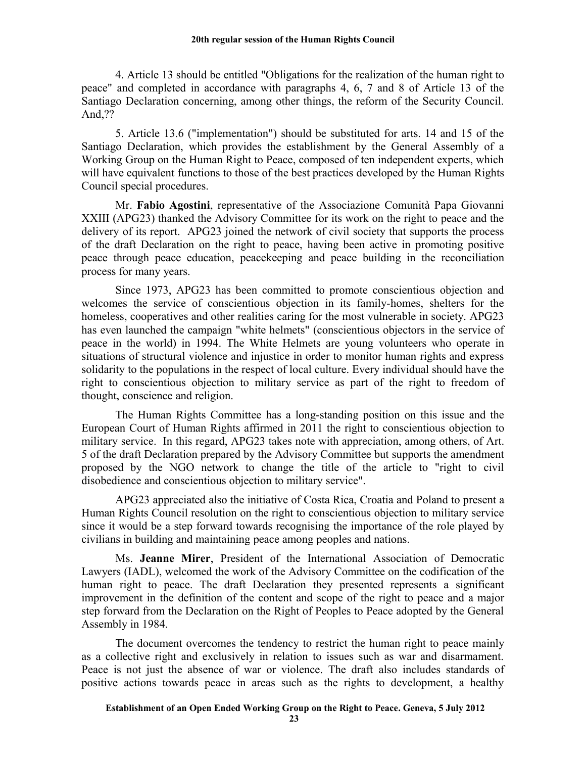4. Article 13 should be entitled "Obligations for the realization of the human right to peace" and completed in accordance with paragraphs 4, 6, 7 and 8 of Article 13 of the Santiago Declaration concerning, among other things, the reform of the Security Council. And,??

5. Article 13.6 ("implementation") should be substituted for arts. 14 and 15 of the Santiago Declaration, which provides the establishment by the General Assembly of a Working Group on the Human Right to Peace, composed of ten independent experts, which will have equivalent functions to those of the best practices developed by the Human Rights Council special procedures.

Mr. **Fabio Agostini**, representative of the Associazione Comunità Papa Giovanni XXIII (APG23) thanked the Advisory Committee for its work on the right to peace and the delivery of its report. APG23 joined the network of civil society that supports the process of the draft Declaration on the right to peace, having been active in promoting positive peace through peace education, peacekeeping and peace building in the reconciliation process for many years.

Since 1973, APG23 has been committed to promote conscientious objection and welcomes the service of conscientious objection in its family-homes, shelters for the homeless, cooperatives and other realities caring for the most vulnerable in society. APG23 has even launched the campaign "white helmets" (conscientious objectors in the service of peace in the world) in 1994. The White Helmets are young volunteers who operate in situations of structural violence and injustice in order to monitor human rights and express solidarity to the populations in the respect of local culture. Every individual should have the right to conscientious objection to military service as part of the right to freedom of thought, conscience and religion.

The Human Rights Committee has a long-standing position on this issue and the European Court of Human Rights affirmed in 2011 the right to conscientious objection to military service. In this regard, APG23 takes note with appreciation, among others, of Art. 5 of the draft Declaration prepared by the Advisory Committee but supports the amendment proposed by the NGO network to change the title of the article to "right to civil disobedience and conscientious objection to military service".

APG23 appreciated also the initiative of Costa Rica, Croatia and Poland to present a Human Rights Council resolution on the right to conscientious objection to military service since it would be a step forward towards recognising the importance of the role played by civilians in building and maintaining peace among peoples and nations.

Ms. **Jeanne Mirer**, President of the International Association of Democratic Lawyers (IADL), welcomed the work of the Advisory Committee on the codification of the human right to peace. The draft Declaration they presented represents a significant improvement in the definition of the content and scope of the right to peace and a major step forward from the Declaration on the Right of Peoples to Peace adopted by the General Assembly in 1984.

The document overcomes the tendency to restrict the human right to peace mainly as a collective right and exclusively in relation to issues such as war and disarmament. Peace is not just the absence of war or violence. The draft also includes standards of positive actions towards peace in areas such as the rights to development, a healthy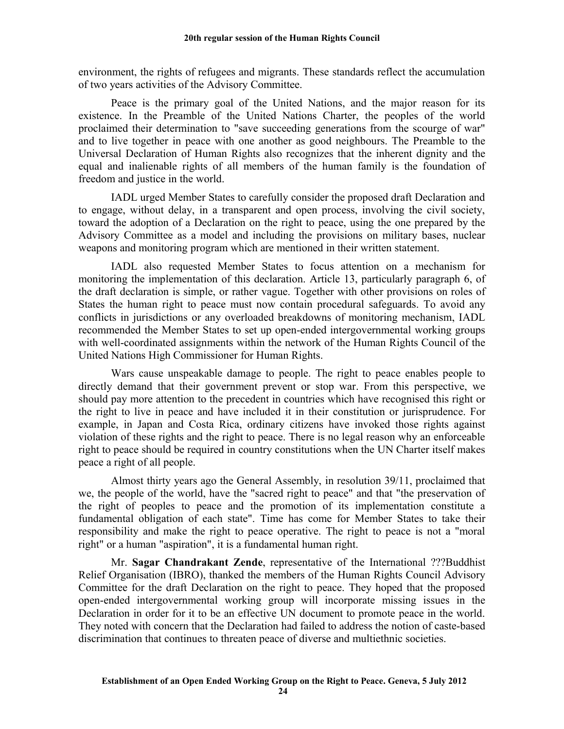environment, the rights of refugees and migrants. These standards reflect the accumulation of two years activities of the Advisory Committee.

Peace is the primary goal of the United Nations, and the major reason for its existence. In the Preamble of the United Nations Charter, the peoples of the world proclaimed their determination to "save succeeding generations from the scourge of war" and to live together in peace with one another as good neighbours. The Preamble to the Universal Declaration of Human Rights also recognizes that the inherent dignity and the equal and inalienable rights of all members of the human family is the foundation of freedom and justice in the world.

IADL urged Member States to carefully consider the proposed draft Declaration and to engage, without delay, in a transparent and open process, involving the civil society, toward the adoption of a Declaration on the right to peace, using the one prepared by the Advisory Committee as a model and including the provisions on military bases, nuclear weapons and monitoring program which are mentioned in their written statement.

IADL also requested Member States to focus attention on a mechanism for monitoring the implementation of this declaration. Article 13, particularly paragraph 6, of the draft declaration is simple, or rather vague. Together with other provisions on roles of States the human right to peace must now contain procedural safeguards. To avoid any conflicts in jurisdictions or any overloaded breakdowns of monitoring mechanism, IADL recommended the Member States to set up open-ended intergovernmental working groups with well-coordinated assignments within the network of the Human Rights Council of the United Nations High Commissioner for Human Rights.

Wars cause unspeakable damage to people. The right to peace enables people to directly demand that their government prevent or stop war. From this perspective, we should pay more attention to the precedent in countries which have recognised this right or the right to live in peace and have included it in their constitution or jurisprudence. For example, in Japan and Costa Rica, ordinary citizens have invoked those rights against violation of these rights and the right to peace. There is no legal reason why an enforceable right to peace should be required in country constitutions when the UN Charter itself makes peace a right of all people.

Almost thirty years ago the General Assembly, in resolution 39/11, proclaimed that we, the people of the world, have the "sacred right to peace" and that "the preservation of the right of peoples to peace and the promotion of its implementation constitute a fundamental obligation of each state". Time has come for Member States to take their responsibility and make the right to peace operative. The right to peace is not a "moral right" or a human "aspiration", it is a fundamental human right.

Mr. **Sagar Chandrakant Zende**, representative of the International ???Buddhist Relief Organisation (IBRO), thanked the members of the Human Rights Council Advisory Committee for the draft Declaration on the right to peace. They hoped that the proposed open-ended intergovernmental working group will incorporate missing issues in the Declaration in order for it to be an effective UN document to promote peace in the world. They noted with concern that the Declaration had failed to address the notion of caste-based discrimination that continues to threaten peace of diverse and multiethnic societies.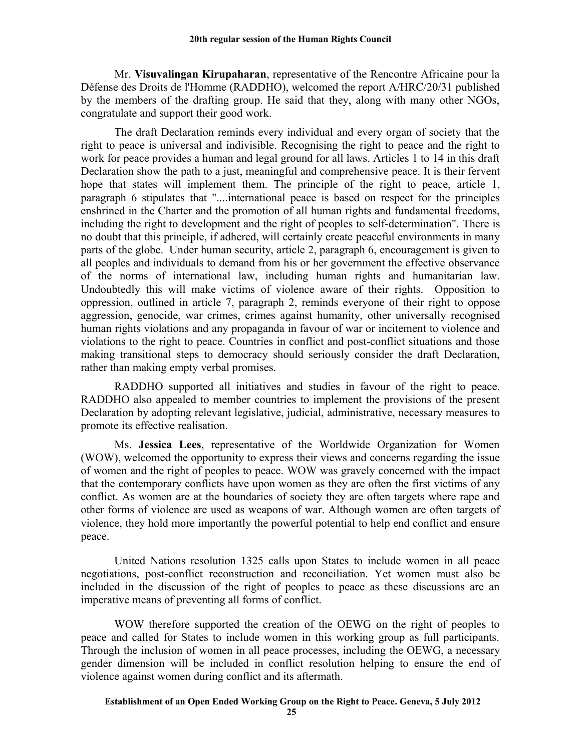Mr. **Visuvalingan Kirupaharan**, representative of the Rencontre Africaine pour la Défense des Droits de l'Homme (RADDHO), welcomed the report A/HRC/20/31 published by the members of the drafting group. He said that they, along with many other NGOs, congratulate and support their good work.

The draft Declaration reminds every individual and every organ of society that the right to peace is universal and indivisible. Recognising the right to peace and the right to work for peace provides a human and legal ground for all laws. Articles 1 to 14 in this draft Declaration show the path to a just, meaningful and comprehensive peace. It is their fervent hope that states will implement them. The principle of the right to peace, article 1, paragraph 6 stipulates that "....international peace is based on respect for the principles enshrined in the Charter and the promotion of all human rights and fundamental freedoms, including the right to development and the right of peoples to self-determination". There is no doubt that this principle, if adhered, will certainly create peaceful environments in many parts of the globe. Under human security, article 2, paragraph 6, encouragement is given to all peoples and individuals to demand from his or her government the effective observance of the norms of international law, including human rights and humanitarian law. Undoubtedly this will make victims of violence aware of their rights. Opposition to oppression, outlined in article 7, paragraph 2, reminds everyone of their right to oppose aggression, genocide, war crimes, crimes against humanity, other universally recognised human rights violations and any propaganda in favour of war or incitement to violence and violations to the right to peace. Countries in conflict and post-conflict situations and those making transitional steps to democracy should seriously consider the draft Declaration, rather than making empty verbal promises.

RADDHO supported all initiatives and studies in favour of the right to peace. RADDHO also appealed to member countries to implement the provisions of the present Declaration by adopting relevant legislative, judicial, administrative, necessary measures to promote its effective realisation.

Ms. **Jessica Lees**, representative of the Worldwide Organization for Women (WOW), welcomed the opportunity to express their views and concerns regarding the issue of women and the right of peoples to peace. WOW was gravely concerned with the impact that the contemporary conflicts have upon women as they are often the first victims of any conflict. As women are at the boundaries of society they are often targets where rape and other forms of violence are used as weapons of war. Although women are often targets of violence, they hold more importantly the powerful potential to help end conflict and ensure peace.

United Nations resolution 1325 calls upon States to include women in all peace negotiations, post-conflict reconstruction and reconciliation. Yet women must also be included in the discussion of the right of peoples to peace as these discussions are an imperative means of preventing all forms of conflict.

WOW therefore supported the creation of the OEWG on the right of peoples to peace and called for States to include women in this working group as full participants. Through the inclusion of women in all peace processes, including the OEWG, a necessary gender dimension will be included in conflict resolution helping to ensure the end of violence against women during conflict and its aftermath.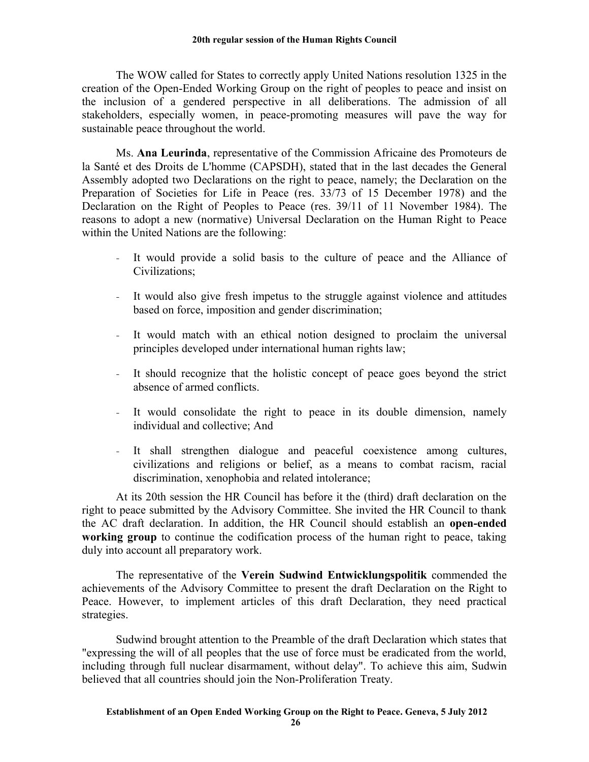The WOW called for States to correctly apply United Nations resolution 1325 in the creation of the Open-Ended Working Group on the right of peoples to peace and insist on the inclusion of a gendered perspective in all deliberations. The admission of all stakeholders, especially women, in peace-promoting measures will pave the way for sustainable peace throughout the world.

Ms. **Ana Leurinda**, representative of the Commission Africaine des Promoteurs de la Santé et des Droits de L'homme (CAPSDH), stated that in the last decades the General Assembly adopted two Declarations on the right to peace, namely; the Declaration on the Preparation of Societies for Life in Peace (res. 33/73 of 15 December 1978) and the Declaration on the Right of Peoples to Peace (res. 39/11 of 11 November 1984). The reasons to adopt a new (normative) Universal Declaration on the Human Right to Peace within the United Nations are the following:

- It would provide a solid basis to the culture of peace and the Alliance of Civilizations;
- It would also give fresh impetus to the struggle against violence and attitudes based on force, imposition and gender discrimination;
- It would match with an ethical notion designed to proclaim the universal principles developed under international human rights law;
- It should recognize that the holistic concept of peace goes beyond the strict absence of armed conflicts.
- It would consolidate the right to peace in its double dimension, namely individual and collective; And
- It shall strengthen dialogue and peaceful coexistence among cultures, civilizations and religions or belief, as a means to combat racism, racial discrimination, xenophobia and related intolerance;

At its 20th session the HR Council has before it the (third) draft declaration on the right to peace submitted by the Advisory Committee. She invited the HR Council to thank the AC draft declaration. In addition, the HR Council should establish an **open-ended working group** to continue the codification process of the human right to peace, taking duly into account all preparatory work.

The representative of the **Verein Sudwind Entwicklungspolitik** commended the achievements of the Advisory Committee to present the draft Declaration on the Right to Peace. However, to implement articles of this draft Declaration, they need practical strategies.

Sudwind brought attention to the Preamble of the draft Declaration which states that "expressing the will of all peoples that the use of force must be eradicated from the world, including through full nuclear disarmament, without delay". To achieve this aim, Sudwin believed that all countries should join the Non-Proliferation Treaty.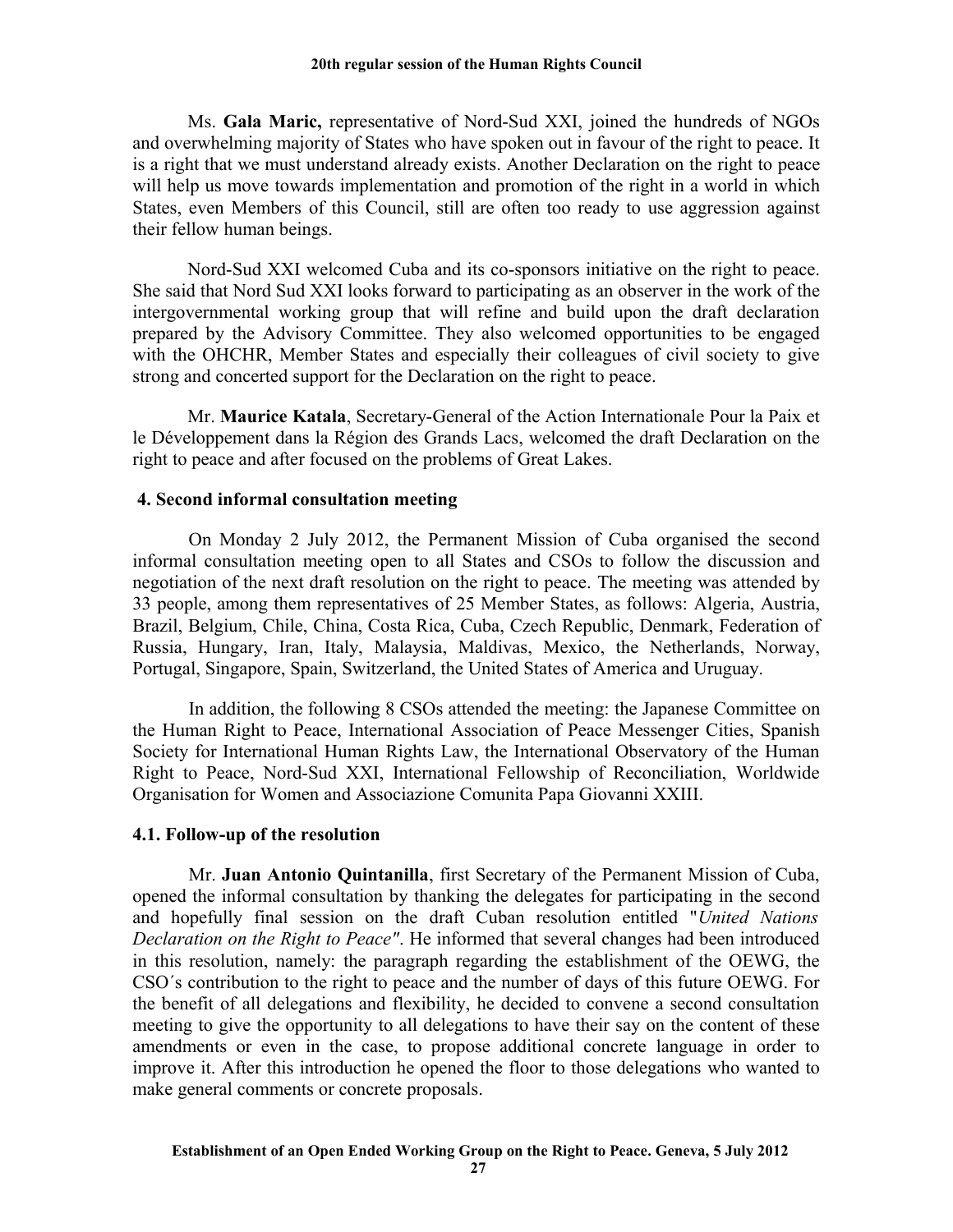Ms. **Gala Maric,** representative of Nord-Sud XXI, joined the hundreds of NGOs and overwhelming majority of States who have spoken out in favour of the right to peace. It is a right that we must understand already exists. Another Declaration on the right to peace will help us move towards implementation and promotion of the right in a world in which States, even Members of this Council, still are often too ready to use aggression against their fellow human beings.

Nord-Sud XXI welcomed Cuba and its co-sponsors initiative on the right to peace. She said that Nord Sud XXI looks forward to participating as an observer in the work of the intergovernmental working group that will refine and build upon the draft declaration prepared by the Advisory Committee. They also welcomed opportunities to be engaged with the OHCHR, Member States and especially their colleagues of civil society to give strong and concerted support for the Declaration on the right to peace.

Mr. **Maurice Katala**, Secretary-General of the Action Internationale Pour la Paix et le Développement dans la Région des Grands Lacs, welcomed the draft Declaration on the right to peace and after focused on the problems of Great Lakes.

## 4. Second informal consultation meeting

On Monday 2 July 2012, the Permanent Mission of Cuba organised the second informal consultation meeting open to all States and CSOs to follow the discussion and negotiation of the next draft resolution on the right to peace. The meeting was attended by 33 people, among them representatives of 25 Member States, as follows: Algeria, Austria, Brazil, Belgium, Chile, China, Costa Rica, Cuba, Czech Republic, Denmark, Federation of Russia, Hungary, Iran, Italy, Malaysia, Maldivas, Mexico, the Netherlands, Norway, Portugal, Singapore, Spain, Switzerland, the United States of America and Uruguay.

In addition, the following 8 CSOs attended the meeting: the Japanese Committee on the Human Right to Peace, International Association of Peace Messenger Cities, Spanish Society for International Human Rights Law, the International Observatory of the Human Right to Peace, Nord-Sud XXI, International Fellowship of Reconciliation, Worldwide Organisation for Women and Associazione Comunita Papa Giovanni XXIII.

### 4.1. Follow-up of the resolution

Mr. **Juan Antonio Quintanilla**, first Secretary of the Permanent Mission of Cuba, opened the informal consultation by thanking the delegates for participating in the second and hopefully final session on the draft Cuban resolution entitled "*United Nations Declaration on the Right to Peace"*. He informed that several changes had been introduced in this resolution, namely: the paragraph regarding the establishment of the OEWG, the CSO´s contribution to the right to peace and the number of days of this future OEWG. For the benefit of all delegations and flexibility, he decided to convene a second consultation meeting to give the opportunity to all delegations to have their say on the content of these amendments or even in the case, to propose additional concrete language in order to improve it. After this introduction he opened the floor to those delegations who wanted to make general comments or concrete proposals.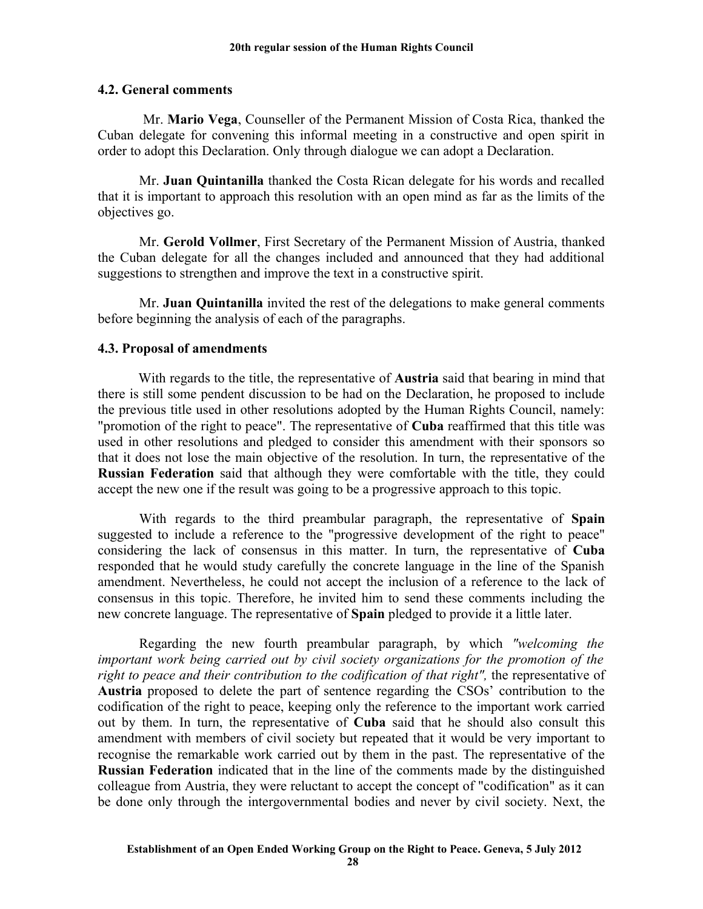### 4.2. General comments

Mr. **Mario Vega**, Counseller of the Permanent Mission of Costa Rica, thanked the Cuban delegate for convening this informal meeting in a constructive and open spirit in order to adopt this Declaration. Only through dialogue we can adopt a Declaration.

Mr. **Juan Quintanilla** thanked the Costa Rican delegate for his words and recalled that it is important to approach this resolution with an open mind as far as the limits of the objectives go.

Mr. **Gerold Vollmer**, First Secretary of the Permanent Mission of Austria, thanked the Cuban delegate for all the changes included and announced that they had additional suggestions to strengthen and improve the text in a constructive spirit.

Mr. **Juan Quintanilla** invited the rest of the delegations to make general comments before beginning the analysis of each of the paragraphs.

### 4.3. Proposal of amendments

With regards to the title, the representative of **Austria** said that bearing in mind that there is still some pendent discussion to be had on the Declaration, he proposed to include the previous title used in other resolutions adopted by the Human Rights Council, namely: "promotion of the right to peace". The representative of **Cuba** reaffirmed that this title was used in other resolutions and pledged to consider this amendment with their sponsors so that it does not lose the main objective of the resolution. In turn, the representative of the **Russian Federation** said that although they were comfortable with the title, they could accept the new one if the result was going to be a progressive approach to this topic.

With regards to the third preambular paragraph, the representative of **Spain** suggested to include a reference to the "progressive development of the right to peace" considering the lack of consensus in this matter. In turn, the representative of **Cuba** responded that he would study carefully the concrete language in the line of the Spanish amendment. Nevertheless, he could not accept the inclusion of a reference to the lack of consensus in this topic. Therefore, he invited him to send these comments including the new concrete language. The representative of **Spain** pledged to provide it a little later.

Regarding the new fourth preambular paragraph, by which *"welcoming the important work being carried out by civil society organizations for the promotion of the right to peace and their contribution to the codification of that right",* the representative of **Austria** proposed to delete the part of sentence regarding the CSOs' contribution to the codification of the right to peace, keeping only the reference to the important work carried out by them. In turn, the representative of **Cuba** said that he should also consult this amendment with members of civil society but repeated that it would be very important to recognise the remarkable work carried out by them in the past. The representative of the **Russian Federation** indicated that in the line of the comments made by the distinguished colleague from Austria, they were reluctant to accept the concept of "codification" as it can be done only through the intergovernmental bodies and never by civil society. Next, the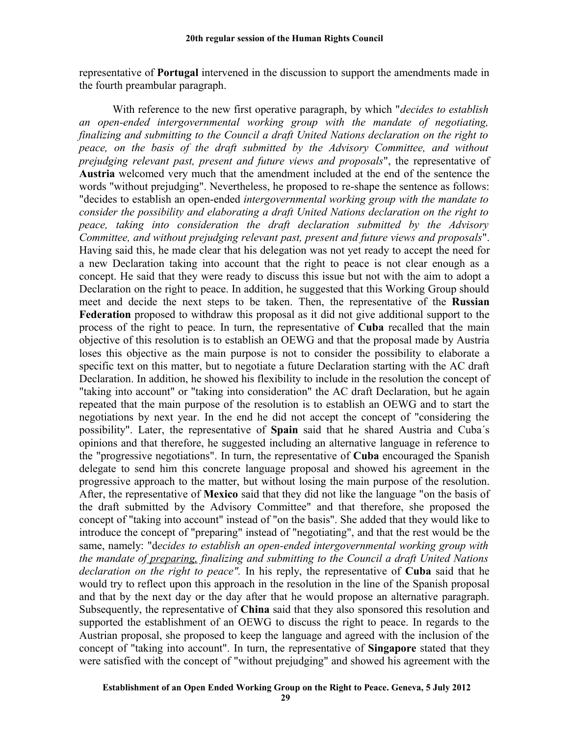representative of **Portugal** intervened in the discussion to support the amendments made in the fourth preambular paragraph.

With reference to the new first operative paragraph, by which "*decides to establish an open-ended intergovernmental working group with the mandate of negotiating, finalizing and submitting to the Council a draft United Nations declaration on the right to peace, on the basis of the draft submitted by the Advisory Committee, and without prejudging relevant past, present and future views and proposals*", the representative of **Austria** welcomed very much that the amendment included at the end of the sentence the words "without prejudging". Nevertheless, he proposed to re-shape the sentence as follows: "decides to establish an open-ended *intergovernmental working group with the mandate to consider the possibility and elaborating a draft United Nations declaration on the right to peace, taking into consideration the draft declaration submitted by the Advisory Committee, and without prejudging relevant past, present and future views and proposals*". Having said this, he made clear that his delegation was not yet ready to accept the need for a new Declaration taking into account that the right to peace is not clear enough as a concept. He said that they were ready to discuss this issue but not with the aim to adopt a Declaration on the right to peace. In addition, he suggested that this Working Group should meet and decide the next steps to be taken. Then, the representative of the **Russian Federation** proposed to withdraw this proposal as it did not give additional support to the process of the right to peace. In turn, the representative of **Cuba** recalled that the main objective of this resolution is to establish an OEWG and that the proposal made by Austria loses this objective as the main purpose is not to consider the possibility to elaborate a specific text on this matter, but to negotiate a future Declaration starting with the AC draft Declaration. In addition, he showed his flexibility to include in the resolution the concept of "taking into account" or "taking into consideration" the AC draft Declaration, but he again repeated that the main purpose of the resolution is to establish an OEWG and to start the negotiations by next year. In the end he did not accept the concept of "considering the possibility". Later, the representative of **Spain** said that he shared Austria and Cuba´s opinions and that therefore, he suggested including an alternative language in reference to the "progressive negotiations". In turn, the representative of **Cuba** encouraged the Spanish delegate to send him this concrete language proposal and showed his agreement in the progressive approach to the matter, but without losing the main purpose of the resolution. After, the representative of **Mexico** said that they did not like the language "on the basis of the draft submitted by the Advisory Committee" and that therefore, she proposed the concept of "taking into account" instead of "on the basis". She added that they would like to introduce the concept of "preparing" instead of "negotiating", and that the rest would be the same, namely: "*decides to establish an open-ended intergovernmental working group with the mandate of preparing, finalizing and submitting to the Council a draft United Nations declaration on the right to peace".* In his reply, the representative of **Cuba** said that he would try to reflect upon this approach in the resolution in the line of the Spanish proposal and that by the next day or the day after that he would propose an alternative paragraph. Subsequently, the representative of **China** said that they also sponsored this resolution and supported the establishment of an OEWG to discuss the right to peace. In regards to the Austrian proposal, she proposed to keep the language and agreed with the inclusion of the concept of "taking into account". In turn, the representative of **Singapore** stated that they were satisfied with the concept of "without prejudging" and showed his agreement with the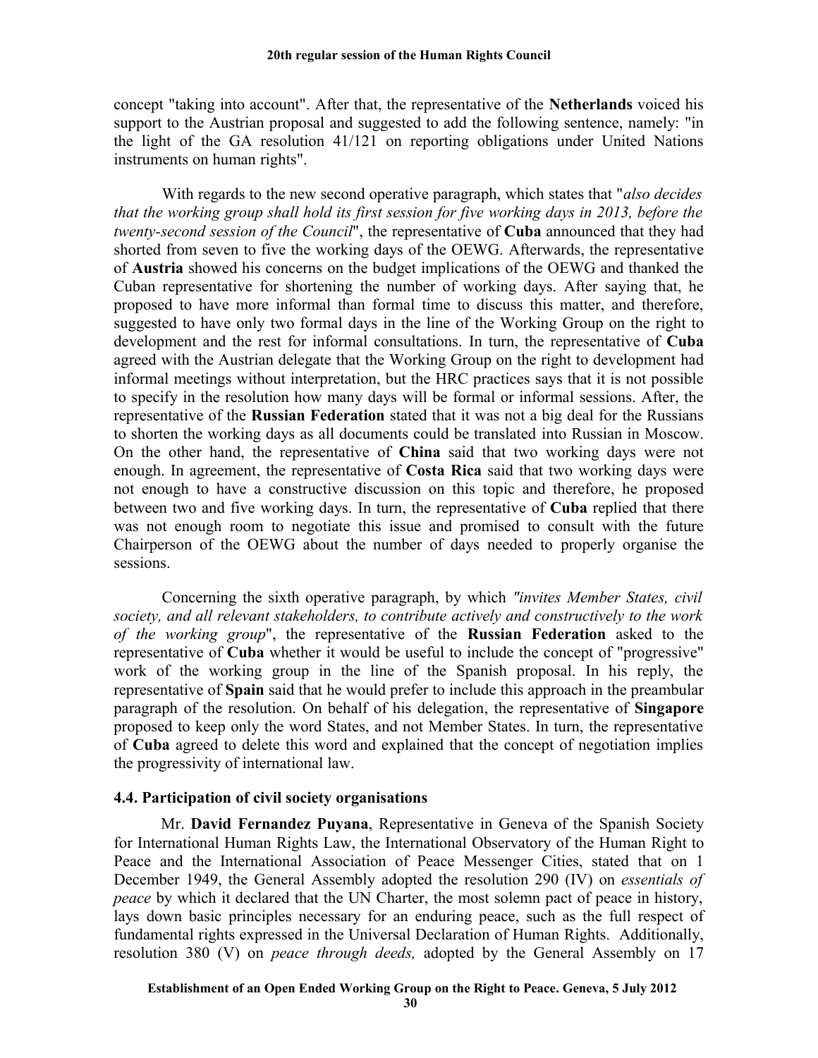concept "taking into account". After that, the representative of the **Netherlands** voiced his support to the Austrian proposal and suggested to add the following sentence, namely: "in the light of the GA resolution 41/121 on reporting obligations under United Nations instruments on human rights".

With regards to the new second operative paragraph, which states that "*also decides that the working group shall hold its first session for five working days in 2013, before the twenty-second session of the Council*", the representative of **Cuba** announced that they had shorted from seven to five the working days of the OEWG. Afterwards, the representative of **Austria** showed his concerns on the budget implications of the OEWG and thanked the Cuban representative for shortening the number of working days. After saying that, he proposed to have more informal than formal time to discuss this matter, and therefore, suggested to have only two formal days in the line of the Working Group on the right to development and the rest for informal consultations. In turn, the representative of **Cuba** agreed with the Austrian delegate that the Working Group on the right to development had informal meetings without interpretation, but the HRC practices says that it is not possible to specify in the resolution how many days will be formal or informal sessions. After, the representative of the **Russian Federation** stated that it was not a big deal for the Russians to shorten the working days as all documents could be translated into Russian in Moscow. On the other hand, the representative of **China** said that two working days were not enough. In agreement, the representative of **Costa Rica** said that two working days were not enough to have a constructive discussion on this topic and therefore, he proposed between two and five working days. In turn, the representative of **Cuba** replied that there was not enough room to negotiate this issue and promised to consult with the future Chairperson of the OEWG about the number of days needed to properly organise the sessions.

Concerning the sixth operative paragraph, by which *"invites Member States, civil society, and all relevant stakeholders, to contribute actively and constructively to the work of the working group*", the representative of the **Russian Federation** asked to the representative of **Cuba** whether it would be useful to include the concept of "progressive" work of the working group in the line of the Spanish proposal. In his reply, the representative of **Spain** said that he would prefer to include this approach in the preambular paragraph of the resolution. On behalf of his delegation, the representative of **Singapore** proposed to keep only the word States, and not Member States. In turn, the representative of **Cuba** agreed to delete this word and explained that the concept of negotiation implies the progressivity of international law.

### 4.4. Participation of civil society organisations

Mr. **David Fernandez Puyana**, Representative in Geneva of the Spanish Society for International Human Rights Law, the International Observatory of the Human Right to Peace and the International Association of Peace Messenger Cities, stated that on 1 December 1949, the General Assembly adopted the resolution 290 (IV) on *essentials of peace* by which it declared that the UN Charter, the most solemn pact of peace in history, lays down basic principles necessary for an enduring peace, such as the full respect of fundamental rights expressed in the Universal Declaration of Human Rights. Additionally, resolution 380 (V) on *peace through deeds,* adopted by the General Assembly on 17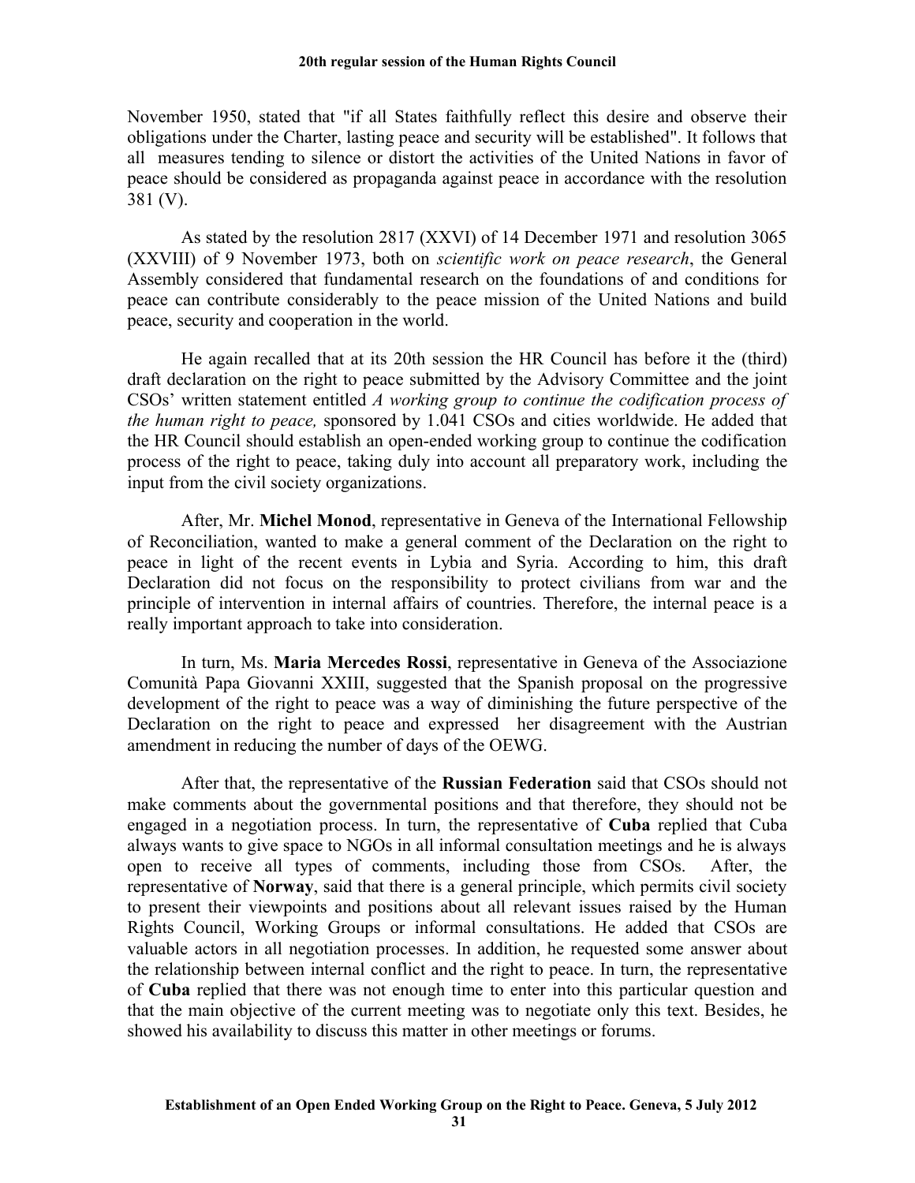November 1950, stated that "if all States faithfully reflect this desire and observe their obligations under the Charter, lasting peace and security will be established". It follows that all measures tending to silence or distort the activities of the United Nations in favor of peace should be considered as propaganda against peace in accordance with the resolution 381 (V).

As stated by the resolution 2817 (XXVI) of 14 December 1971 and resolution 3065 (XXVIII) of 9 November 1973, both on *scientific work on peace research*, the General Assembly considered that fundamental research on the foundations of and conditions for peace can contribute considerably to the peace mission of the United Nations and build peace, security and cooperation in the world.

He again recalled that at its 20th session the HR Council has before it the (third) draft declaration on the right to peace submitted by the Advisory Committee and the joint CSOs' written statement entitled *A working group to continue the codification process of the human right to peace,* sponsored by 1.041 CSOs and cities worldwide. He added that the HR Council should establish an open-ended working group to continue the codification process of the right to peace, taking duly into account all preparatory work, including the input from the civil society organizations.

After, Mr. **Michel Monod**, representative in Geneva of the International Fellowship of Reconciliation, wanted to make a general comment of the Declaration on the right to peace in light of the recent events in Lybia and Syria. According to him, this draft Declaration did not focus on the responsibility to protect civilians from war and the principle of intervention in internal affairs of countries. Therefore, the internal peace is a really important approach to take into consideration.

In turn, Ms. **Maria Mercedes Rossi**, representative in Geneva of the Associazione Comunità Papa Giovanni XXIII, suggested that the Spanish proposal on the progressive development of the right to peace was a way of diminishing the future perspective of the Declaration on the right to peace and expressed her disagreement with the Austrian amendment in reducing the number of days of the OEWG.

After that, the representative of the **Russian Federation** said that CSOs should not make comments about the governmental positions and that therefore, they should not be engaged in a negotiation process. In turn, the representative of **Cuba** replied that Cuba always wants to give space to NGOs in all informal consultation meetings and he is always open to receive all types of comments, including those from CSOs. After, the representative of **Norway**, said that there is a general principle, which permits civil society to present their viewpoints and positions about all relevant issues raised by the Human Rights Council, Working Groups or informal consultations. He added that CSOs are valuable actors in all negotiation processes. In addition, he requested some answer about the relationship between internal conflict and the right to peace. In turn, the representative of **Cuba** replied that there was not enough time to enter into this particular question and that the main objective of the current meeting was to negotiate only this text. Besides, he showed his availability to discuss this matter in other meetings or forums.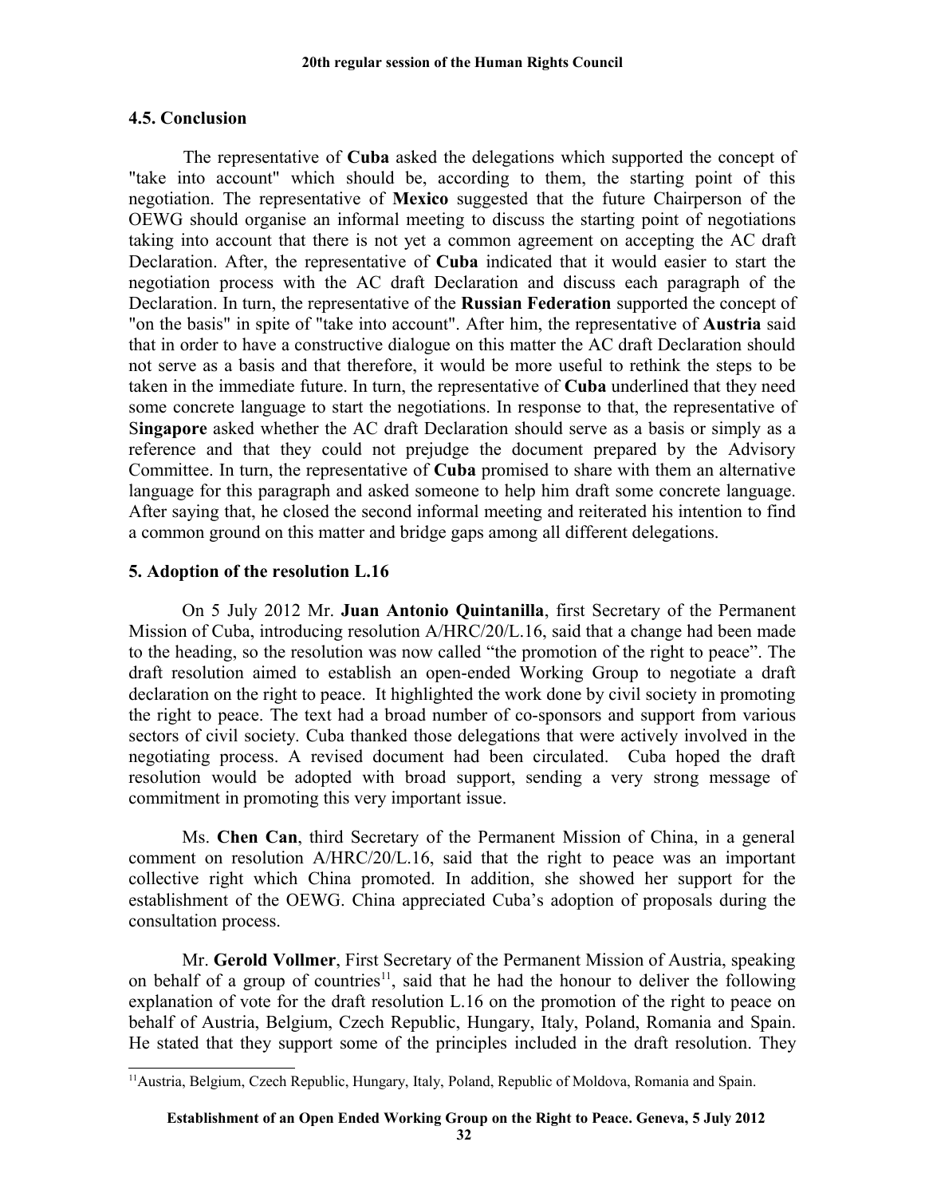## 4.5. Conclusion

The representative of **Cuba** asked the delegations which supported the concept of "take into account" which should be, according to them, the starting point of this negotiation. The representative of **Mexico** suggested that the future Chairperson of the OEWG should organise an informal meeting to discuss the starting point of negotiations taking into account that there is not yet a common agreement on accepting the AC draft Declaration. After, the representative of **Cuba** indicated that it would easier to start the negotiation process with the AC draft Declaration and discuss each paragraph of the Declaration. In turn, the representative of the **Russian Federation** supported the concept of "on the basis" in spite of "take into account". After him, the representative of **Austria** said that in order to have a constructive dialogue on this matter the AC draft Declaration should not serve as a basis and that therefore, it would be more useful to rethink the steps to be taken in the immediate future. In turn, the representative of **Cuba** underlined that they need some concrete language to start the negotiations. In response to that, the representative of S**ingapore** asked whether the AC draft Declaration should serve as a basis or simply as a reference and that they could not prejudge the document prepared by the Advisory Committee. In turn, the representative of **Cuba** promised to share with them an alternative language for this paragraph and asked someone to help him draft some concrete language. After saying that, he closed the second informal meeting and reiterated his intention to find a common ground on this matter and bridge gaps among all different delegations.

## 5. Adoption of the resolution L.16

On 5 July 2012 Mr. **Juan Antonio Quintanilla**, first Secretary of the Permanent Mission of Cuba, introducing resolution A/HRC/20/L.16, said that a change had been made to the heading, so the resolution was now called "the promotion of the right to peace". The draft resolution aimed to establish an open-ended Working Group to negotiate a draft declaration on the right to peace. It highlighted the work done by civil society in promoting the right to peace. The text had a broad number of co-sponsors and support from various sectors of civil society. Cuba thanked those delegations that were actively involved in the negotiating process. A revised document had been circulated. Cuba hoped the draft resolution would be adopted with broad support, sending a very strong message of commitment in promoting this very important issue.

Ms. **Chen Can**, third Secretary of the Permanent Mission of China, in a general comment on resolution A/HRC/20/L.16, said that the right to peace was an important collective right which China promoted. In addition, she showed her support for the establishment of the OEWG. China appreciated Cuba's adoption of proposals during the consultation process.

Mr. **Gerold Vollmer**, First Secretary of the Permanent Mission of Austria, speaking on behalf of a group of countries[11], said that he had the honour to deliver the following explanation of vote for the draft resolution L.16 on the promotion of the right to peace on behalf of Austria, Belgium, Czech Republic, Hungary, Italy, Poland, Romania and Spain. He stated that they support some of the principles included in the draft resolution. They

---

[11] Austria, Belgium, Czech Republic, Hungary, Italy, Poland, Republic of Moldova, Romania and Spain.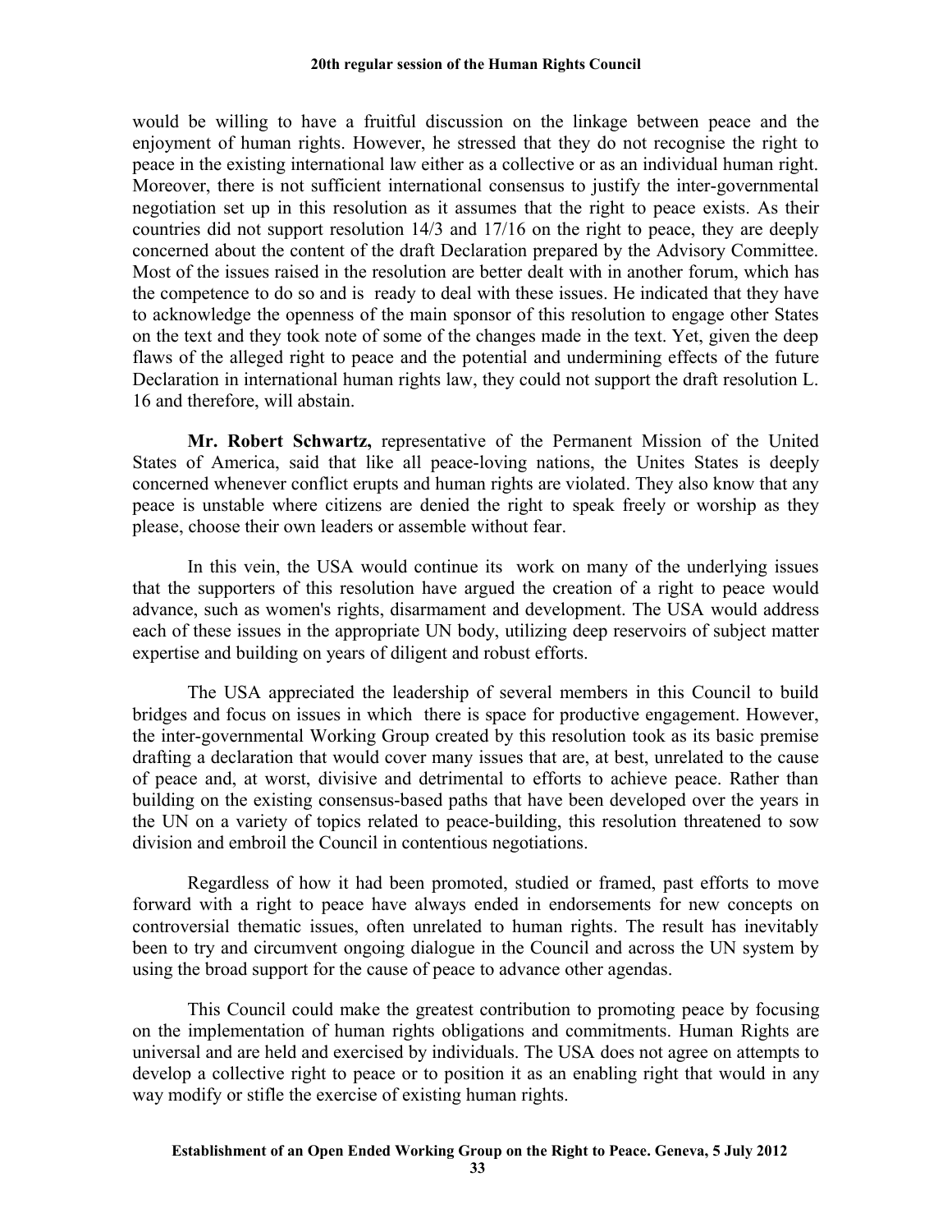would be willing to have a fruitful discussion on the linkage between peace and the enjoyment of human rights. However, he stressed that they do not recognise the right to peace in the existing international law either as a collective or as an individual human right. Moreover, there is not sufficient international consensus to justify the inter-governmental negotiation set up in this resolution as it assumes that the right to peace exists. As their countries did not support resolution 14/3 and 17/16 on the right to peace, they are deeply concerned about the content of the draft Declaration prepared by the Advisory Committee. Most of the issues raised in the resolution are better dealt with in another forum, which has the competence to do so and is ready to deal with these issues. He indicated that they have to acknowledge the openness of the main sponsor of this resolution to engage other States on the text and they took note of some of the changes made in the text. Yet, given the deep flaws of the alleged right to peace and the potential and undermining effects of the future Declaration in international human rights law, they could not support the draft resolution L. 16 and therefore, will abstain.

**Mr. Robert Schwartz,** representative of the Permanent Mission of the United States of America, said that like all peace-loving nations, the Unites States is deeply concerned whenever conflict erupts and human rights are violated. They also know that any peace is unstable where citizens are denied the right to speak freely or worship as they please, choose their own leaders or assemble without fear.

In this vein, the USA would continue its work on many of the underlying issues that the supporters of this resolution have argued the creation of a right to peace would advance, such as women's rights, disarmament and development. The USA would address each of these issues in the appropriate UN body, utilizing deep reservoirs of subject matter expertise and building on years of diligent and robust efforts.

The USA appreciated the leadership of several members in this Council to build bridges and focus on issues in which there is space for productive engagement. However, the inter-governmental Working Group created by this resolution took as its basic premise drafting a declaration that would cover many issues that are, at best, unrelated to the cause of peace and, at worst, divisive and detrimental to efforts to achieve peace. Rather than building on the existing consensus-based paths that have been developed over the years in the UN on a variety of topics related to peace-building, this resolution threatened to sow division and embroil the Council in contentious negotiations.

Regardless of how it had been promoted, studied or framed, past efforts to move forward with a right to peace have always ended in endorsements for new concepts on controversial thematic issues, often unrelated to human rights. The result has inevitably been to try and circumvent ongoing dialogue in the Council and across the UN system by using the broad support for the cause of peace to advance other agendas.

This Council could make the greatest contribution to promoting peace by focusing on the implementation of human rights obligations and commitments. Human Rights are universal and are held and exercised by individuals. The USA does not agree on attempts to develop a collective right to peace or to position it as an enabling right that would in any way modify or stifle the exercise of existing human rights.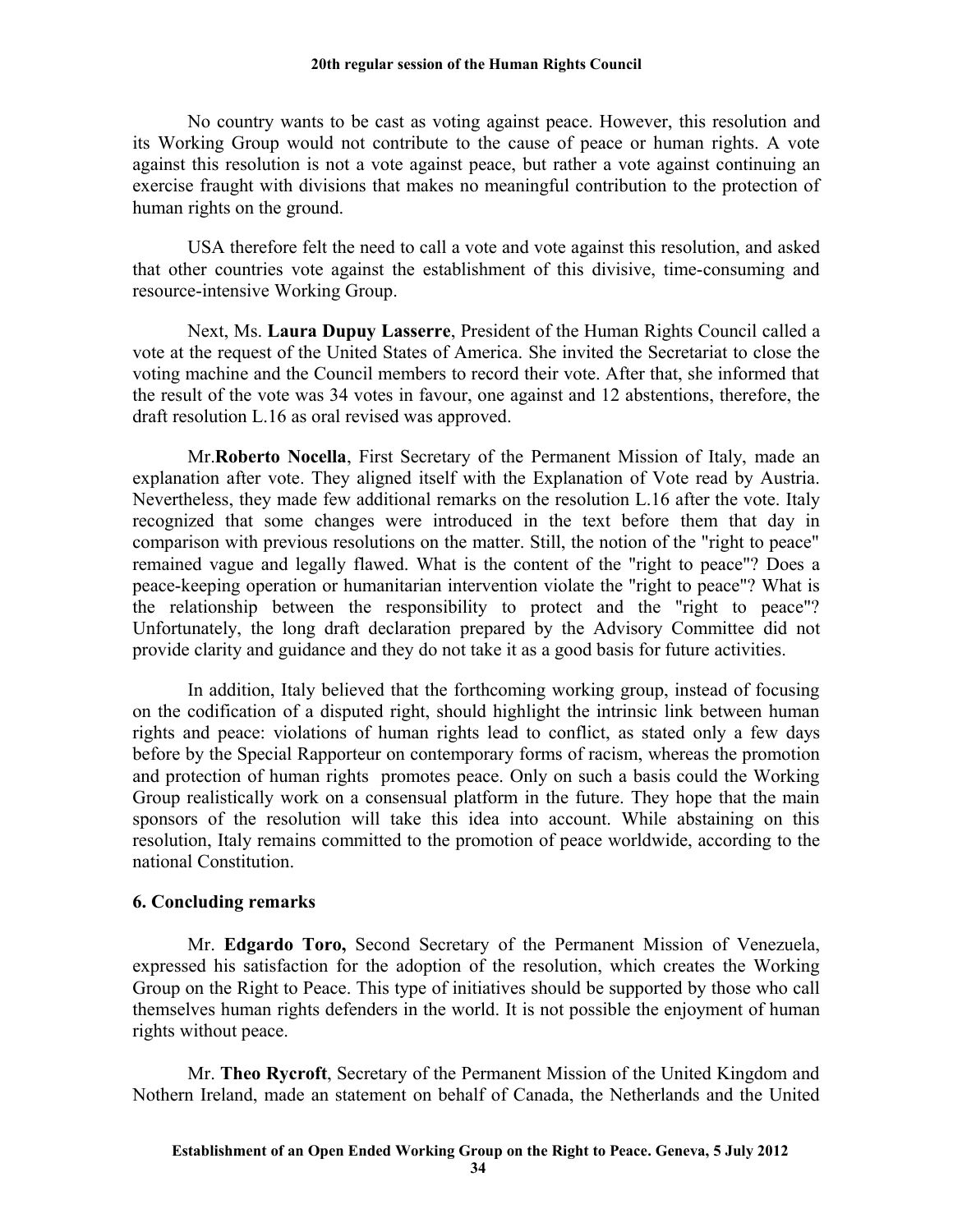No country wants to be cast as voting against peace. However, this resolution and its Working Group would not contribute to the cause of peace or human rights. A vote against this resolution is not a vote against peace, but rather a vote against continuing an exercise fraught with divisions that makes no meaningful contribution to the protection of human rights on the ground.

USA therefore felt the need to call a vote and vote against this resolution, and asked that other countries vote against the establishment of this divisive, time-consuming and resource-intensive Working Group.

Next, Ms. **Laura Dupuy Lasserre**, President of the Human Rights Council called a vote at the request of the United States of America. She invited the Secretariat to close the voting machine and the Council members to record their vote. After that, she informed that the result of the vote was 34 votes in favour, one against and 12 abstentions, therefore, the draft resolution L.16 as oral revised was approved.

Mr.**Roberto Nocella**, First Secretary of the Permanent Mission of Italy, made an explanation after vote. They aligned itself with the Explanation of Vote read by Austria. Nevertheless, they made few additional remarks on the resolution L.16 after the vote. Italy recognized that some changes were introduced in the text before them that day in comparison with previous resolutions on the matter. Still, the notion of the "right to peace" remained vague and legally flawed. What is the content of the "right to peace"? Does a peace-keeping operation or humanitarian intervention violate the "right to peace"? What is the relationship between the responsibility to protect and the "right to peace"? Unfortunately, the long draft declaration prepared by the Advisory Committee did not provide clarity and guidance and they do not take it as a good basis for future activities.

In addition, Italy believed that the forthcoming working group, instead of focusing on the codification of a disputed right, should highlight the intrinsic link between human rights and peace: violations of human rights lead to conflict, as stated only a few days before by the Special Rapporteur on contemporary forms of racism, whereas the promotion and protection of human rights promotes peace. Only on such a basis could the Working Group realistically work on a consensual platform in the future. They hope that the main sponsors of the resolution will take this idea into account. While abstaining on this resolution, Italy remains committed to the promotion of peace worldwide, according to the national Constitution.

### 6. Concluding remarks

Mr. **Edgardo Toro,** Second Secretary of the Permanent Mission of Venezuela, expressed his satisfaction for the adoption of the resolution, which creates the Working Group on the Right to Peace. This type of initiatives should be supported by those who call themselves human rights defenders in the world. It is not possible the enjoyment of human rights without peace.

Mr. **Theo Rycroft**, Secretary of the Permanent Mission of the United Kingdom and Nothern Ireland, made an statement on behalf of Canada, the Netherlands and the United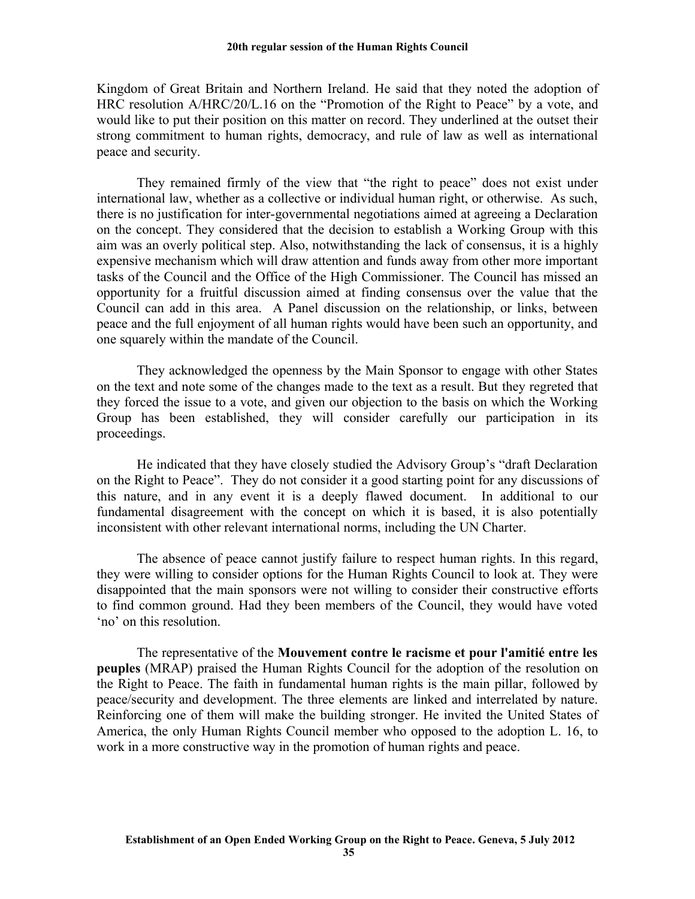Kingdom of Great Britain and Northern Ireland. He said that they noted the adoption of HRC resolution A/HRC/20/L.16 on the "Promotion of the Right to Peace" by a vote, and would like to put their position on this matter on record. They underlined at the outset their strong commitment to human rights, democracy, and rule of law as well as international peace and security.

They remained firmly of the view that "the right to peace" does not exist under international law, whether as a collective or individual human right, or otherwise. As such, there is no justification for inter-governmental negotiations aimed at agreeing a Declaration on the concept. They considered that the decision to establish a Working Group with this aim was an overly political step. Also, notwithstanding the lack of consensus, it is a highly expensive mechanism which will draw attention and funds away from other more important tasks of the Council and the Office of the High Commissioner. The Council has missed an opportunity for a fruitful discussion aimed at finding consensus over the value that the Council can add in this area. A Panel discussion on the relationship, or links, between peace and the full enjoyment of all human rights would have been such an opportunity, and one squarely within the mandate of the Council.

They acknowledged the openness by the Main Sponsor to engage with other States on the text and note some of the changes made to the text as a result. But they regreted that they forced the issue to a vote, and given our objection to the basis on which the Working Group has been established, they will consider carefully our participation in its proceedings.

He indicated that they have closely studied the Advisory Group's "draft Declaration on the Right to Peace". They do not consider it a good starting point for any discussions of this nature, and in any event it is a deeply flawed document. In additional to our fundamental disagreement with the concept on which it is based, it is also potentially inconsistent with other relevant international norms, including the UN Charter.

The absence of peace cannot justify failure to respect human rights. In this regard, they were willing to consider options for the Human Rights Council to look at. They were disappointed that the main sponsors were not willing to consider their constructive efforts to find common ground. Had they been members of the Council, they would have voted 'no' on this resolution.

The representative of the **Mouvement contre le racisme et pour l'amitié entre les peuples** (MRAP) praised the Human Rights Council for the adoption of the resolution on the Right to Peace. The faith in fundamental human rights is the main pillar, followed by peace/security and development. The three elements are linked and interrelated by nature. Reinforcing one of them will make the building stronger. He invited the United States of America, the only Human Rights Council member who opposed to the adoption L. 16, to work in a more constructive way in the promotion of human rights and peace.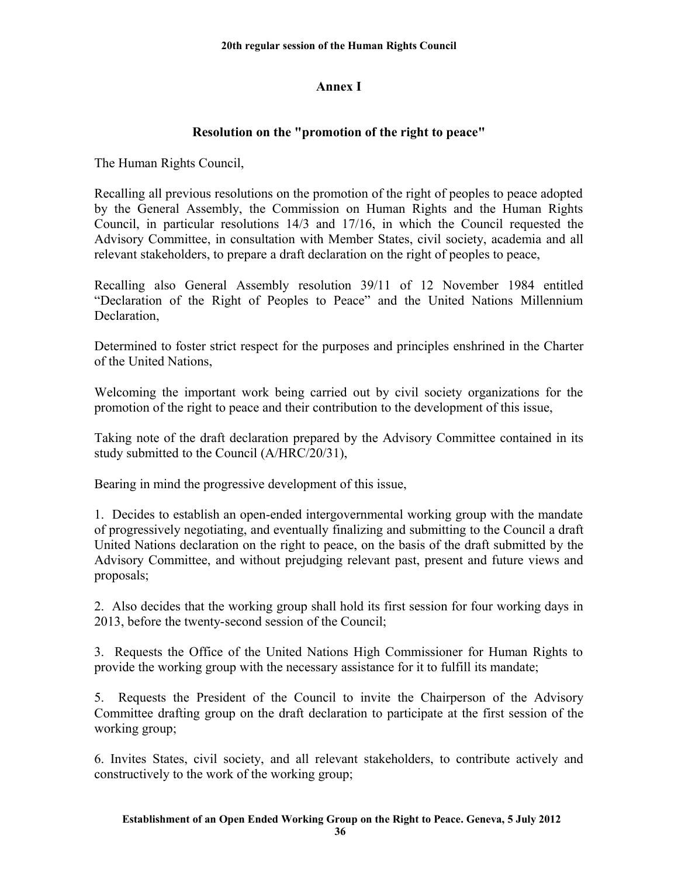## Annex I

### Resolution on the "promotion of the right to peace"

The Human Rights Council,

Recalling all previous resolutions on the promotion of the right of peoples to peace adopted by the General Assembly, the Commission on Human Rights and the Human Rights Council, in particular resolutions 14/3 and 17/16, in which the Council requested the Advisory Committee, in consultation with Member States, civil society, academia and all relevant stakeholders, to prepare a draft declaration on the right of peoples to peace,

Recalling also General Assembly resolution 39/11 of 12 November 1984 entitled "Declaration of the Right of Peoples to Peace" and the United Nations Millennium Declaration,

Determined to foster strict respect for the purposes and principles enshrined in the Charter of the United Nations,

Welcoming the important work being carried out by civil society organizations for the promotion of the right to peace and their contribution to the development of this issue,

Taking note of the draft declaration prepared by the Advisory Committee contained in its study submitted to the Council (A/HRC/20/31),

Bearing in mind the progressive development of this issue,

1. Decides to establish an open-ended intergovernmental working group with the mandate of progressively negotiating, and eventually finalizing and submitting to the Council a draft United Nations declaration on the right to peace, on the basis of the draft submitted by the Advisory Committee, and without prejudging relevant past, present and future views and proposals;

2. Also decides that the working group shall hold its first session for four working days in 2013, before the twenty-second session of the Council;

3. Requests the Office of the United Nations High Commissioner for Human Rights to provide the working group with the necessary assistance for it to fulfill its mandate;

5. Requests the President of the Council to invite the Chairperson of the Advisory Committee drafting group on the draft declaration to participate at the first session of the working group;

6. Invites States, civil society, and all relevant stakeholders, to contribute actively and constructively to the work of the working group;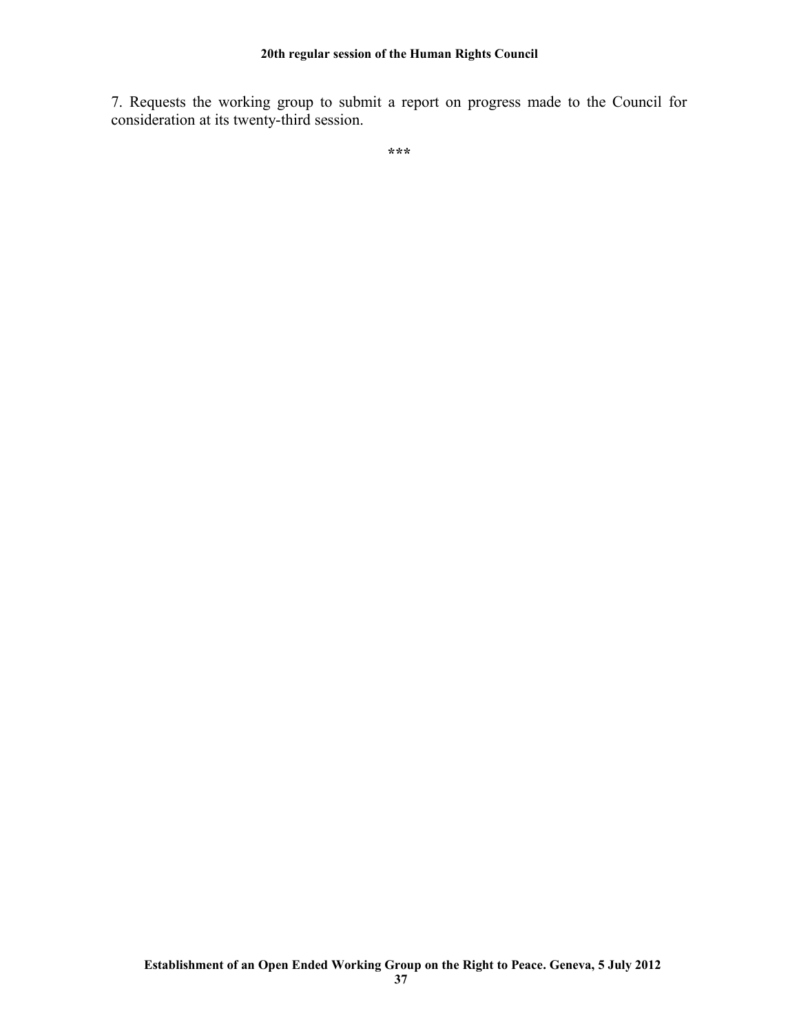7. Requests the working group to submit a report on progress made to the Council for consideration at its twenty-third session.

***